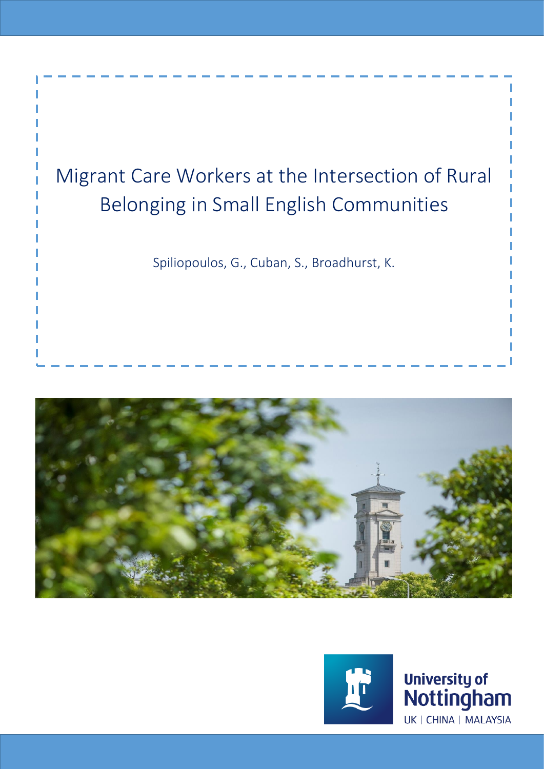# Migrant Care Workers at the Intersection of Rural Belonging in Small English Communities

Spiliopoulos, G., Cuban, S., Broadhurst, K.

University of Nottingham

UK | CHINA | MALAYSIA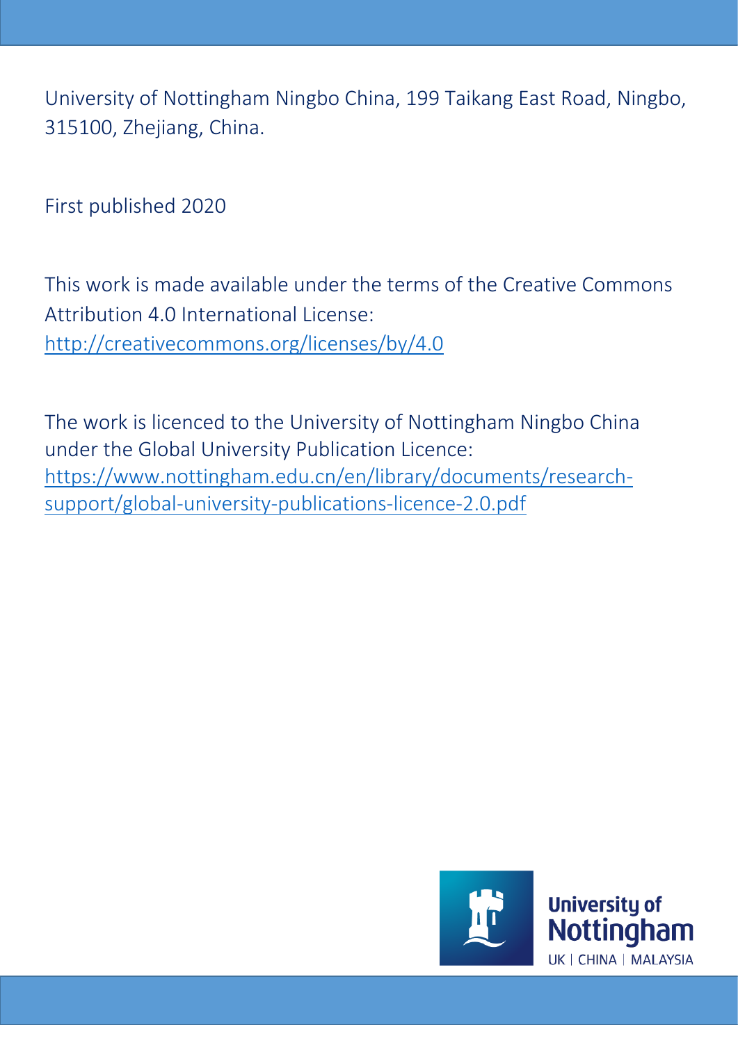University of Nottingham Ningbo China, 199 Taikang East Road, Ningbo, 315100, Zhejiang, China.

First published 2020

This work is made available under the terms of the Creative Commons Attribution 4.0 International License: http://creativecommons.org/licenses/by/4.0

The work is licenced to the University of Nottingham Ningbo China under the Global University Publication Licence: https://www.nottingham.edu.cn/en/library/documents/research-support/global-university-publications-licence-2.0.pdf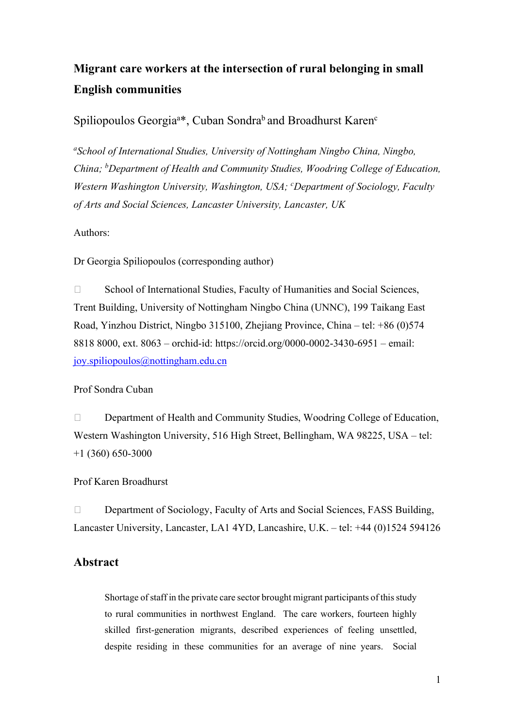# Migrant care workers at the intersection of rural belonging in small English communities

Spiliopoulos Georgia[a]*, Cuban Sondra[b] and Broadhurst Karen[c]

[a]*School of International Studies, University of Nottingham Ningbo China, Ningbo, China;* [b]*Department of Health and Community Studies, Woodring College of Education, Western Washington University, Washington, USA;* [c]*Department of Sociology, Faculty of Arts and Social Sciences, Lancaster University, Lancaster, UK*

Authors:

Dr Georgia Spiliopoulos (corresponding author)

- School of International Studies, Faculty of Humanities and Social Sciences, Trent Building, University of Nottingham Ningbo China (UNNC), 199 Taikang East Road, Yinzhou District, Ningbo 315100, Zhejiang Province, China – tel: +86 (0)574 8818 8000, ext. 8063 – orchid-id: https://orcid.org/0000-0002-3430-6951 – email: joy.spiliopoulos@nottingham.edu.cn

Prof Sondra Cuban

- Department of Health and Community Studies, Woodring College of Education, Western Washington University, 516 High Street, Bellingham, WA 98225, USA – tel: +1 (360) 650-3000

Prof Karen Broadhurst

- Department of Sociology, Faculty of Arts and Social Sciences, FASS Building, Lancaster University, Lancaster, LA1 4YD, Lancashire, U.K. – tel: +44 (0)1524 594126

## Abstract

Shortage of staff in the private care sector brought migrant participants of this study to rural communities in northwest England. The care workers, fourteen highly skilled first-generation migrants, described experiences of feeling unsettled, despite residing in these communities for an average of nine years. Social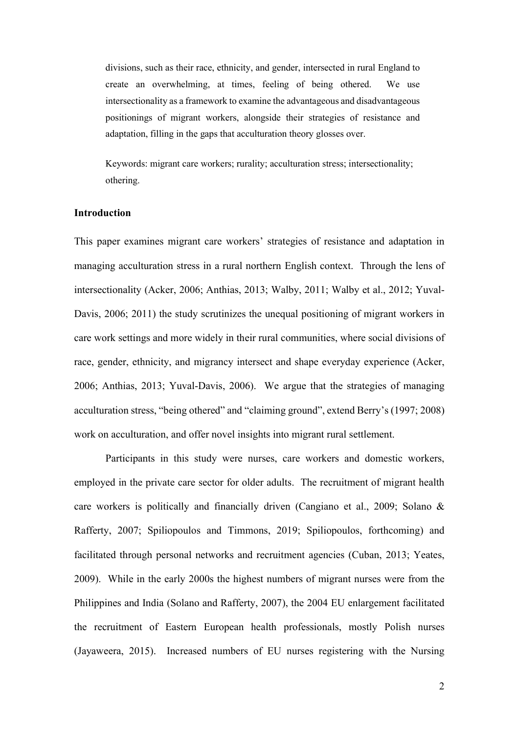divisions, such as their race, ethnicity, and gender, intersected in rural England to create an overwhelming, at times, feeling of being othered. We use intersectionality as a framework to examine the advantageous and disadvantageous positionings of migrant workers, alongside their strategies of resistance and adaptation, filling in the gaps that acculturation theory glosses over.

Keywords: migrant care workers; rurality; acculturation stress; intersectionality; othering.

## Introduction

This paper examines migrant care workers' strategies of resistance and adaptation in managing acculturation stress in a rural northern English context. Through the lens of intersectionality (Acker, 2006; Anthias, 2013; Walby, 2011; Walby et al., 2012; Yuval-Davis, 2006; 2011) the study scrutinizes the unequal positioning of migrant workers in care work settings and more widely in their rural communities, where social divisions of race, gender, ethnicity, and migrancy intersect and shape everyday experience (Acker, 2006; Anthias, 2013; Yuval-Davis, 2006). We argue that the strategies of managing acculturation stress, "being othered" and "claiming ground", extend Berry's (1997; 2008) work on acculturation, and offer novel insights into migrant rural settlement.

Participants in this study were nurses, care workers and domestic workers, employed in the private care sector for older adults. The recruitment of migrant health care workers is politically and financially driven (Cangiano et al., 2009; Solano & Rafferty, 2007; Spiliopoulos and Timmons, 2019; Spiliopoulos, forthcoming) and facilitated through personal networks and recruitment agencies (Cuban, 2013; Yeates, 2009). While in the early 2000s the highest numbers of migrant nurses were from the Philippines and India (Solano and Rafferty, 2007), the 2004 EU enlargement facilitated the recruitment of Eastern European health professionals, mostly Polish nurses (Jayaweera, 2015). Increased numbers of EU nurses registering with the Nursing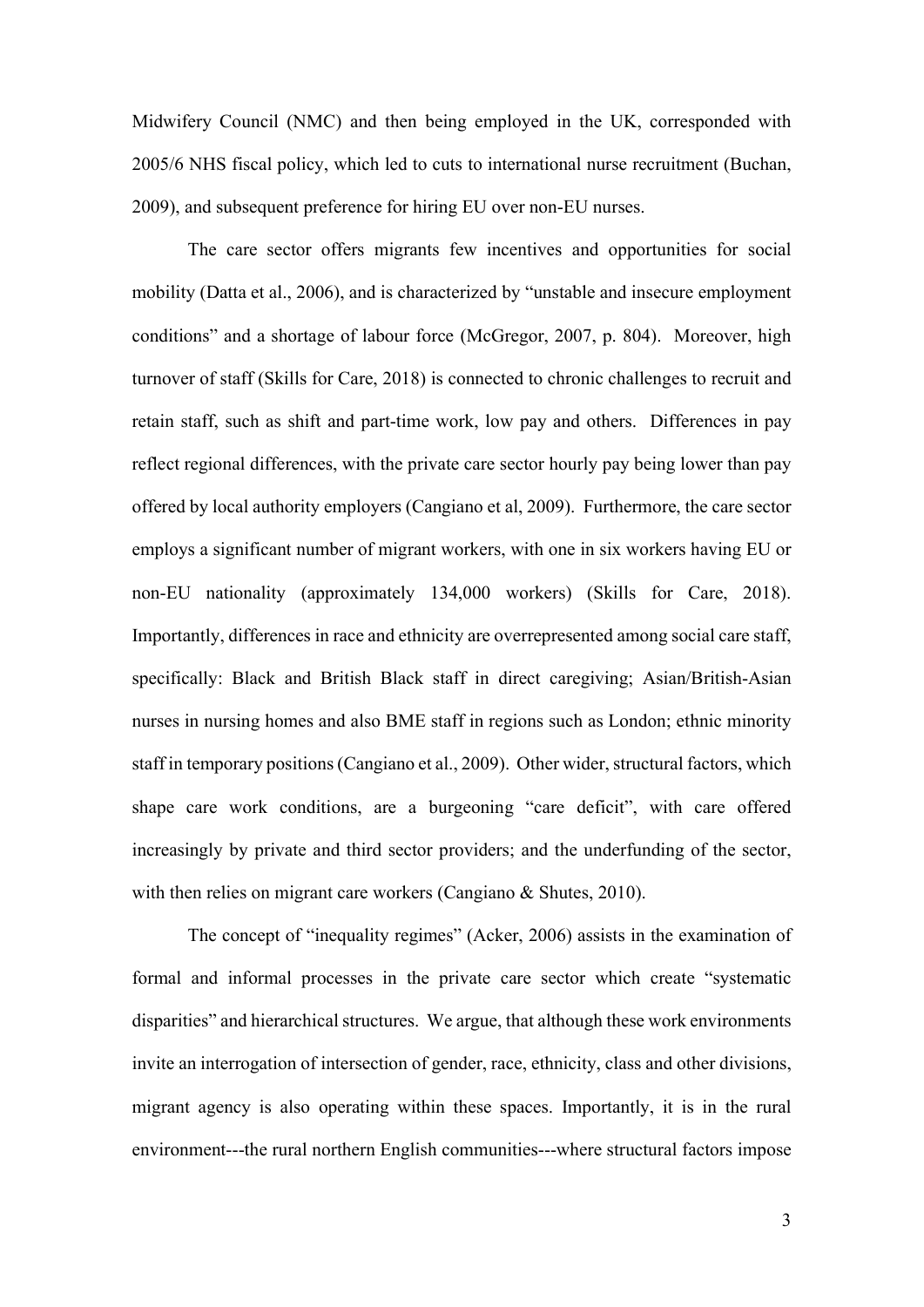Midwifery Council (NMC) and then being employed in the UK, corresponded with 2005/6 NHS fiscal policy, which led to cuts to international nurse recruitment (Buchan, 2009), and subsequent preference for hiring EU over non-EU nurses.

The care sector offers migrants few incentives and opportunities for social mobility (Datta et al., 2006), and is characterized by "unstable and insecure employment conditions" and a shortage of labour force (McGregor, 2007, p. 804). Moreover, high turnover of staff (Skills for Care, 2018) is connected to chronic challenges to recruit and retain staff, such as shift and part-time work, low pay and others. Differences in pay reflect regional differences, with the private care sector hourly pay being lower than pay offered by local authority employers (Cangiano et al, 2009). Furthermore, the care sector employs a significant number of migrant workers, with one in six workers having EU or non-EU nationality (approximately 134,000 workers) (Skills for Care, 2018). Importantly, differences in race and ethnicity are overrepresented among social care staff, specifically: Black and British Black staff in direct caregiving; Asian/British-Asian nurses in nursing homes and also BME staff in regions such as London; ethnic minority staff in temporary positions (Cangiano et al., 2009). Other wider, structural factors, which shape care work conditions, are a burgeoning "care deficit", with care offered increasingly by private and third sector providers; and the underfunding of the sector, with then relies on migrant care workers (Cangiano & Shutes, 2010).

The concept of "inequality regimes" (Acker, 2006) assists in the examination of formal and informal processes in the private care sector which create "systematic disparities" and hierarchical structures. We argue, that although these work environments invite an interrogation of intersection of gender, race, ethnicity, class and other divisions, migrant agency is also operating within these spaces. Importantly, it is in the rural environment---the rural northern English communities---where structural factors impose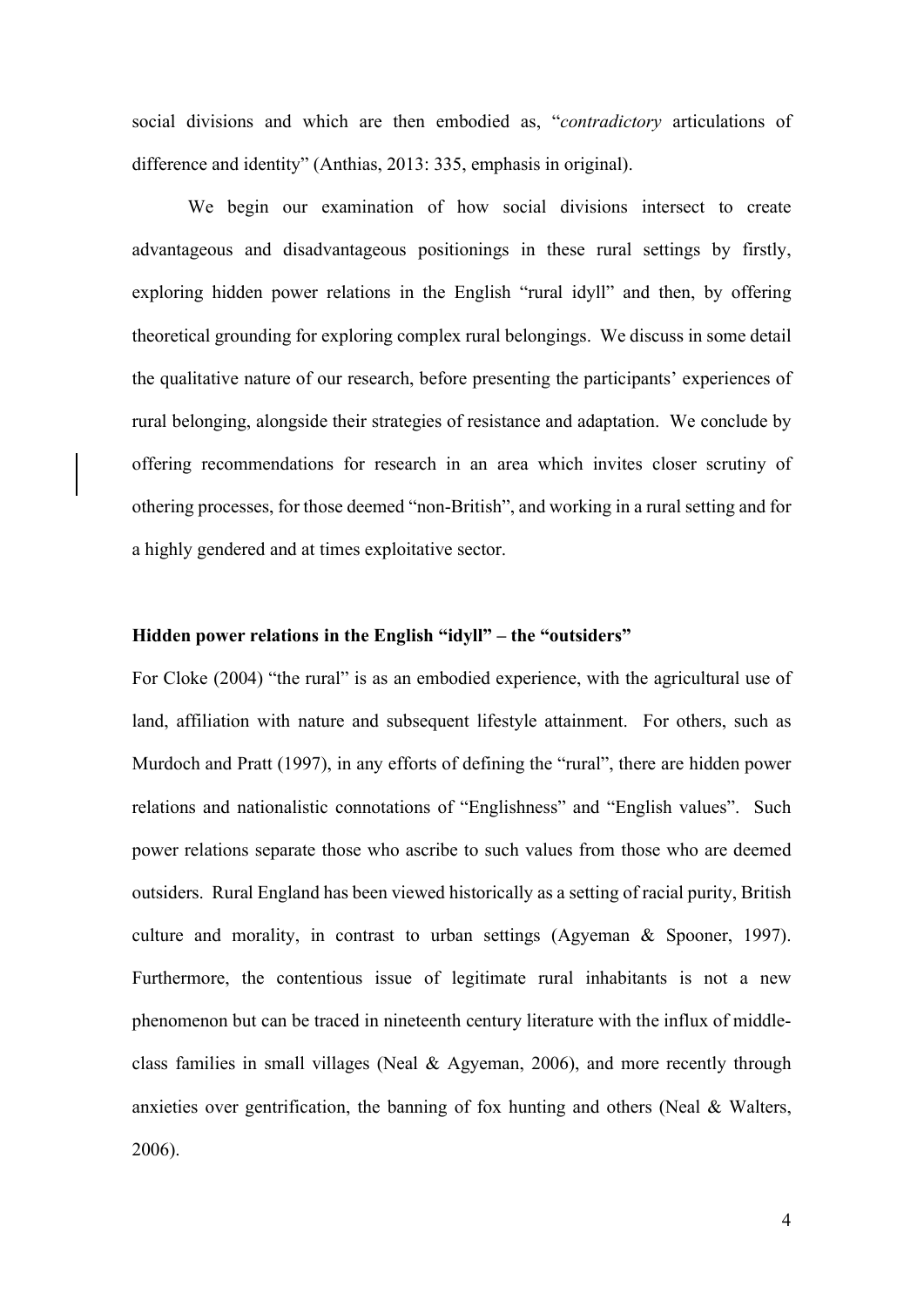social divisions and which are then embodied as, "*contradictory* articulations of difference and identity" (Anthias, 2013: 335, emphasis in original).

We begin our examination of how social divisions intersect to create advantageous and disadvantageous positionings in these rural settings by firstly, exploring hidden power relations in the English "rural idyll" and then, by offering theoretical grounding for exploring complex rural belongings. We discuss in some detail the qualitative nature of our research, before presenting the participants' experiences of rural belonging, alongside their strategies of resistance and adaptation. We conclude by offering recommendations for research in an area which invites closer scrutiny of othering processes, for those deemed "non-British", and working in a rural setting and for a highly gendered and at times exploitative sector.

**Hidden power relations in the English "idyll" – the "outsiders"**

For Cloke (2004) "the rural" is as an embodied experience, with the agricultural use of land, affiliation with nature and subsequent lifestyle attainment. For others, such as Murdoch and Pratt (1997), in any efforts of defining the "rural", there are hidden power relations and nationalistic connotations of "Englishness" and "English values". Such power relations separate those who ascribe to such values from those who are deemed outsiders. Rural England has been viewed historically as a setting of racial purity, British culture and morality, in contrast to urban settings (Agyeman & Spooner, 1997). Furthermore, the contentious issue of legitimate rural inhabitants is not a new phenomenon but can be traced in nineteenth century literature with the influx of middle-class families in small villages (Neal & Agyeman, 2006), and more recently through anxieties over gentrification, the banning of fox hunting and others (Neal & Walters, 2006).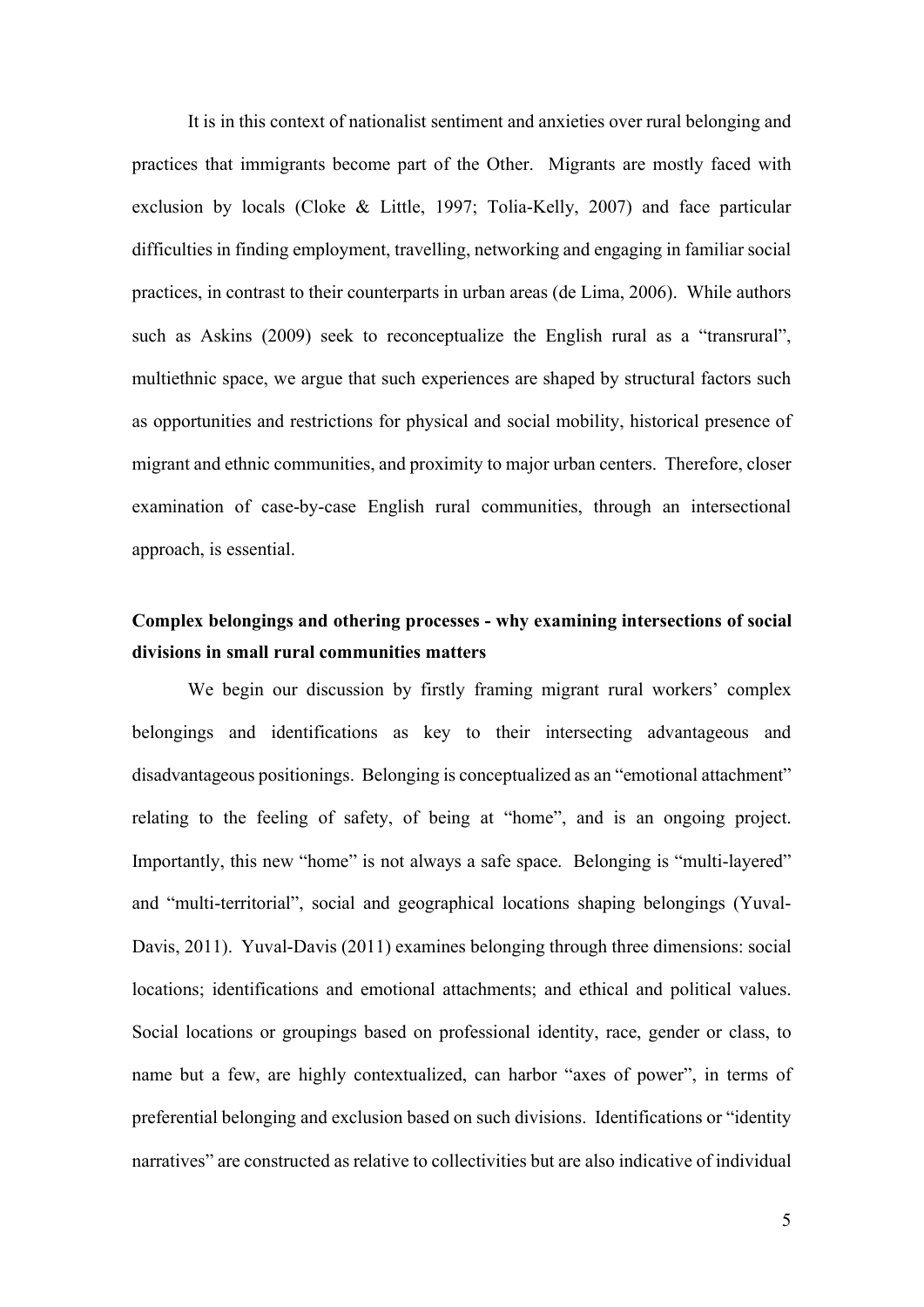It is in this context of nationalist sentiment and anxieties over rural belonging and practices that immigrants become part of the Other. Migrants are mostly faced with exclusion by locals (Cloke & Little, 1997; Tolia-Kelly, 2007) and face particular difficulties in finding employment, travelling, networking and engaging in familiar social practices, in contrast to their counterparts in urban areas (de Lima, 2006). While authors such as Askins (2009) seek to reconceptualize the English rural as a "transrural", multiethnic space, we argue that such experiences are shaped by structural factors such as opportunities and restrictions for physical and social mobility, historical presence of migrant and ethnic communities, and proximity to major urban centers. Therefore, closer examination of case-by-case English rural communities, through an intersectional approach, is essential.

## Complex belongings and othering processes - why examining intersections of social divisions in small rural communities matters

We begin our discussion by firstly framing migrant rural workers' complex belongings and identifications as key to their intersecting advantageous and disadvantageous positionings. Belonging is conceptualized as an "emotional attachment" relating to the feeling of safety, of being at "home", and is an ongoing project. Importantly, this new "home" is not always a safe space. Belonging is "multi-layered" and "multi-territorial", social and geographical locations shaping belongings (Yuval-Davis, 2011). Yuval-Davis (2011) examines belonging through three dimensions: social locations; identifications and emotional attachments; and ethical and political values. Social locations or groupings based on professional identity, race, gender or class, to name but a few, are highly contextualized, can harbor "axes of power", in terms of preferential belonging and exclusion based on such divisions. Identifications or "identity narratives" are constructed as relative to collectivities but are also indicative of individual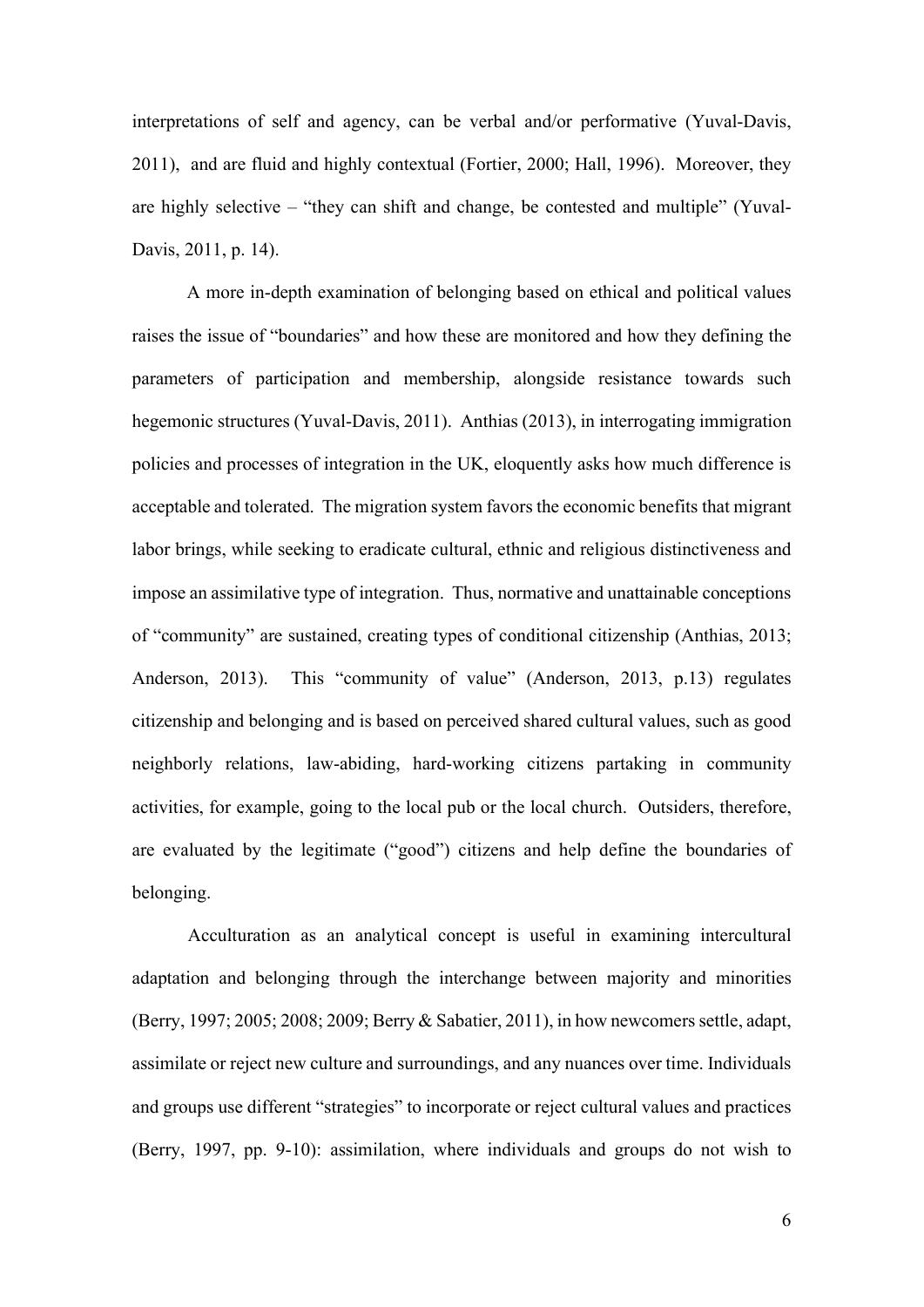interpretations of self and agency, can be verbal and/or performative (Yuval-Davis, 2011), and are fluid and highly contextual (Fortier, 2000; Hall, 1996). Moreover, they are highly selective – "they can shift and change, be contested and multiple" (Yuval-Davis, 2011, p. 14).

A more in-depth examination of belonging based on ethical and political values raises the issue of "boundaries" and how these are monitored and how they defining the parameters of participation and membership, alongside resistance towards such hegemonic structures (Yuval-Davis, 2011). Anthias (2013), in interrogating immigration policies and processes of integration in the UK, eloquently asks how much difference is acceptable and tolerated. The migration system favors the economic benefits that migrant labor brings, while seeking to eradicate cultural, ethnic and religious distinctiveness and impose an assimilative type of integration. Thus, normative and unattainable conceptions of "community" are sustained, creating types of conditional citizenship (Anthias, 2013; Anderson, 2013). This "community of value" (Anderson, 2013, p.13) regulates citizenship and belonging and is based on perceived shared cultural values, such as good neighborly relations, law-abiding, hard-working citizens partaking in community activities, for example, going to the local pub or the local church. Outsiders, therefore, are evaluated by the legitimate ("good") citizens and help define the boundaries of belonging.

Acculturation as an analytical concept is useful in examining intercultural adaptation and belonging through the interchange between majority and minorities (Berry, 1997; 2005; 2008; 2009; Berry & Sabatier, 2011), in how newcomers settle, adapt, assimilate or reject new culture and surroundings, and any nuances over time. Individuals and groups use different "strategies" to incorporate or reject cultural values and practices (Berry, 1997, pp. 9-10): assimilation, where individuals and groups do not wish to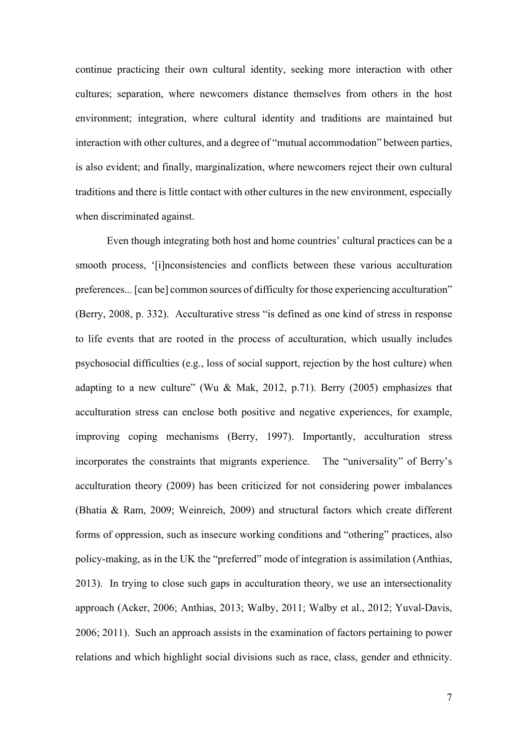continue practicing their own cultural identity, seeking more interaction with other cultures; separation, where newcomers distance themselves from others in the host environment; integration, where cultural identity and traditions are maintained but interaction with other cultures, and a degree of "mutual accommodation" between parties, is also evident; and finally, marginalization, where newcomers reject their own cultural traditions and there is little contact with other cultures in the new environment, especially when discriminated against.

Even though integrating both host and home countries' cultural practices can be a smooth process, '[i]nconsistencies and conflicts between these various acculturation preferences... [can be] common sources of difficulty for those experiencing acculturation" (Berry, 2008, p. 332). Acculturative stress "is defined as one kind of stress in response to life events that are rooted in the process of acculturation, which usually includes psychosocial difficulties (e.g., loss of social support, rejection by the host culture) when adapting to a new culture" (Wu & Mak, 2012, p.71). Berry (2005) emphasizes that acculturation stress can enclose both positive and negative experiences, for example, improving coping mechanisms (Berry, 1997). Importantly, acculturation stress incorporates the constraints that migrants experience. The "universality" of Berry's acculturation theory (2009) has been criticized for not considering power imbalances (Bhatia & Ram, 2009; Weinreich, 2009) and structural factors which create different forms of oppression, such as insecure working conditions and "othering" practices, also policy-making, as in the UK the "preferred" mode of integration is assimilation (Anthias, 2013). In trying to close such gaps in acculturation theory, we use an intersectionality approach (Acker, 2006; Anthias, 2013; Walby, 2011; Walby et al., 2012; Yuval-Davis, 2006; 2011). Such an approach assists in the examination of factors pertaining to power relations and which highlight social divisions such as race, class, gender and ethnicity.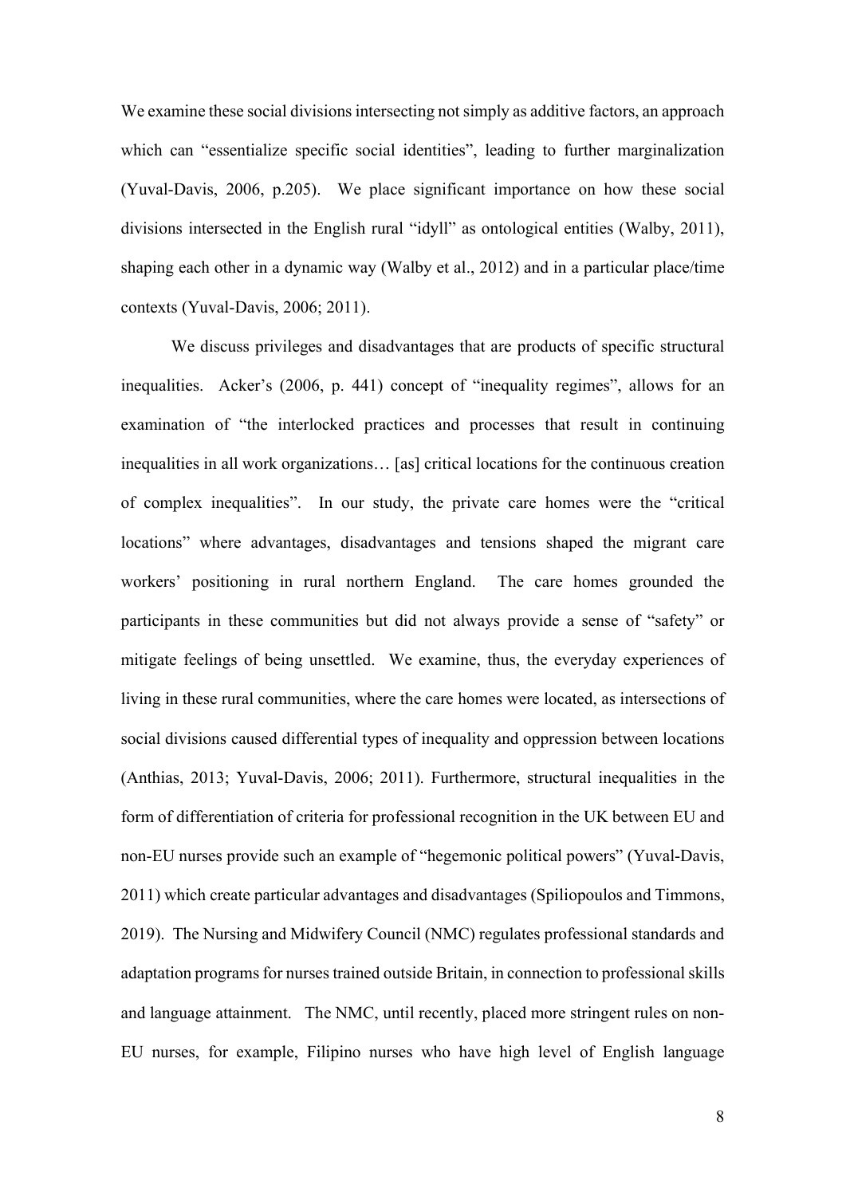We examine these social divisions intersecting not simply as additive factors, an approach which can "essentialize specific social identities", leading to further marginalization (Yuval-Davis, 2006, p.205). We place significant importance on how these social divisions intersected in the English rural "idyll" as ontological entities (Walby, 2011), shaping each other in a dynamic way (Walby et al., 2012) and in a particular place/time contexts (Yuval-Davis, 2006; 2011).

We discuss privileges and disadvantages that are products of specific structural inequalities. Acker's (2006, p. 441) concept of "inequality regimes", allows for an examination of "the interlocked practices and processes that result in continuing inequalities in all work organizations… [as] critical locations for the continuous creation of complex inequalities". In our study, the private care homes were the "critical locations" where advantages, disadvantages and tensions shaped the migrant care workers' positioning in rural northern England. The care homes grounded the participants in these communities but did not always provide a sense of "safety" or mitigate feelings of being unsettled. We examine, thus, the everyday experiences of living in these rural communities, where the care homes were located, as intersections of social divisions caused differential types of inequality and oppression between locations (Anthias, 2013; Yuval-Davis, 2006; 2011). Furthermore, structural inequalities in the form of differentiation of criteria for professional recognition in the UK between EU and non-EU nurses provide such an example of "hegemonic political powers" (Yuval-Davis, 2011) which create particular advantages and disadvantages (Spiliopoulos and Timmons, 2019). The Nursing and Midwifery Council (NMC) regulates professional standards and adaptation programs for nurses trained outside Britain, in connection to professional skills and language attainment. The NMC, until recently, placed more stringent rules on non-EU nurses, for example, Filipino nurses who have high level of English language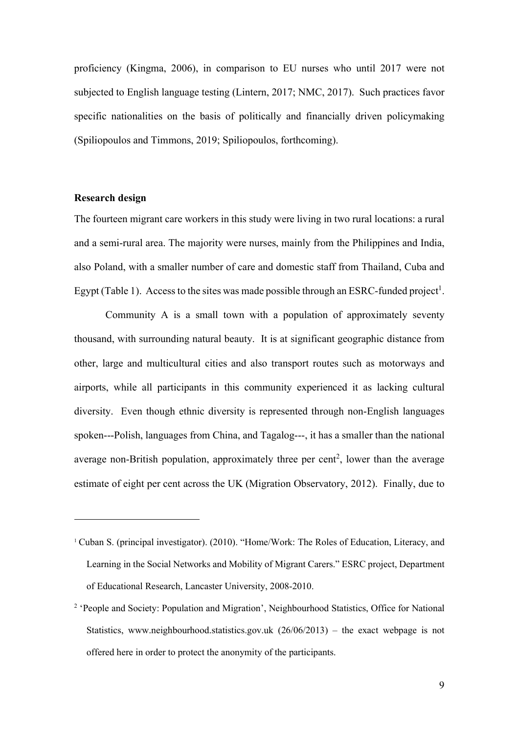proficiency (Kingma, 2006), in comparison to EU nurses who until 2017 were not subjected to English language testing (Lintern, 2017; NMC, 2017). Such practices favor specific nationalities on the basis of politically and financially driven policymaking (Spiliopoulos and Timmons, 2019; Spiliopoulos, forthcoming).

**Research design**

The fourteen migrant care workers in this study were living in two rural locations: a rural and a semi-rural area. The majority were nurses, mainly from the Philippines and India, also Poland, with a smaller number of care and domestic staff from Thailand, Cuba and Egypt (Table 1). Access to the sites was made possible through an ESRC-funded project[1].

Community A is a small town with a population of approximately seventy thousand, with surrounding natural beauty. It is at significant geographic distance from other, large and multicultural cities and also transport routes such as motorways and airports, while all participants in this community experienced it as lacking cultural diversity. Even though ethnic diversity is represented through non-English languages spoken---Polish, languages from China, and Tagalog---, it has a smaller than the national average non-British population, approximately three per cent[2], lower than the average estimate of eight per cent across the UK (Migration Observatory, 2012). Finally, due to

---

[1] Cuban S. (principal investigator). (2010). "Home/Work: The Roles of Education, Literacy, and Learning in the Social Networks and Mobility of Migrant Carers." ESRC project, Department of Educational Research, Lancaster University, 2008-2010.

[2] 'People and Society: Population and Migration', Neighbourhood Statistics, Office for National Statistics, www.neighbourhood.statistics.gov.uk (26/06/2013) – the exact webpage is not offered here in order to protect the anonymity of the participants.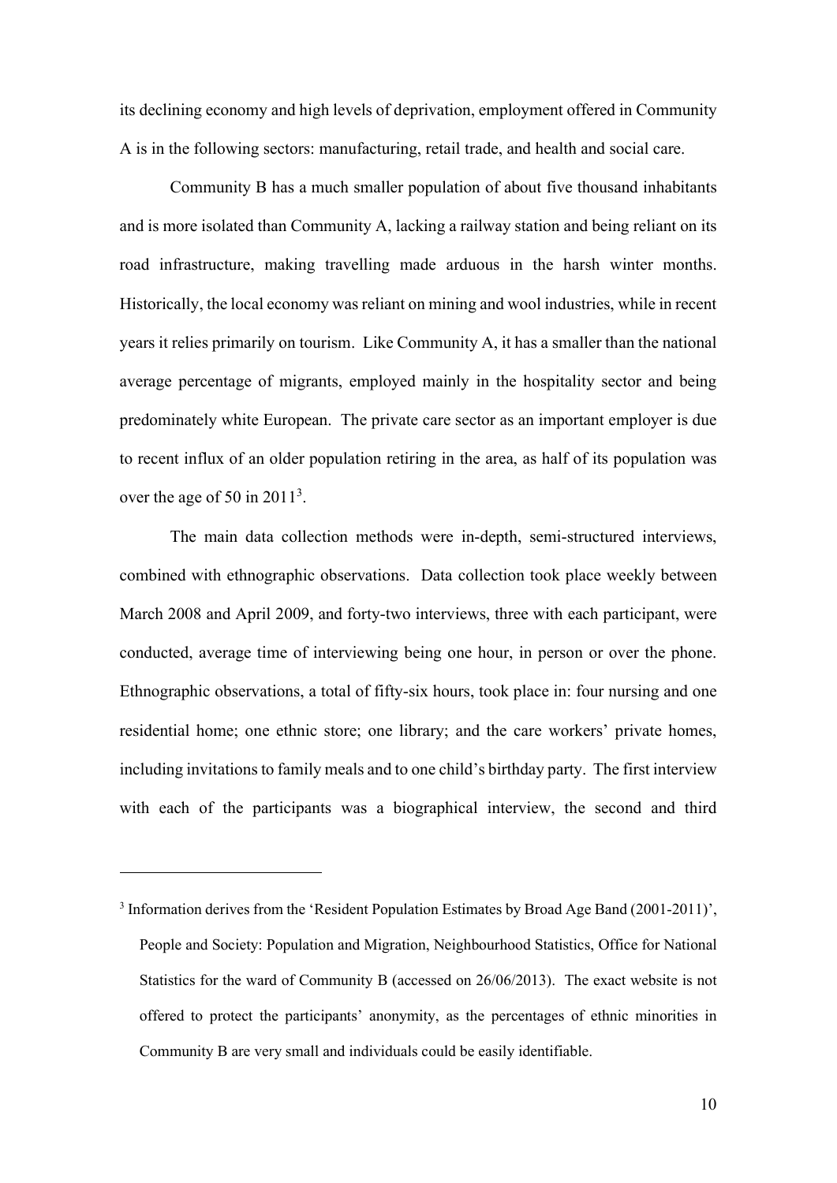its declining economy and high levels of deprivation, employment offered in Community A is in the following sectors: manufacturing, retail trade, and health and social care.

Community B has a much smaller population of about five thousand inhabitants and is more isolated than Community A, lacking a railway station and being reliant on its road infrastructure, making travelling made arduous in the harsh winter months. Historically, the local economy was reliant on mining and wool industries, while in recent years it relies primarily on tourism. Like Community A, it has a smaller than the national average percentage of migrants, employed mainly in the hospitality sector and being predominately white European. The private care sector as an important employer is due to recent influx of an older population retiring in the area, as half of its population was over the age of 50 in 2011[3].

The main data collection methods were in-depth, semi-structured interviews, combined with ethnographic observations. Data collection took place weekly between March 2008 and April 2009, and forty-two interviews, three with each participant, were conducted, average time of interviewing being one hour, in person or over the phone. Ethnographic observations, a total of fifty-six hours, took place in: four nursing and one residential home; one ethnic store; one library; and the care workers' private homes, including invitations to family meals and to one child's birthday party. The first interview with each of the participants was a biographical interview, the second and third

---

[3] Information derives from the 'Resident Population Estimates by Broad Age Band (2001-2011)', People and Society: Population and Migration, Neighbourhood Statistics, Office for National Statistics for the ward of Community B (accessed on 26/06/2013). The exact website is not offered to protect the participants' anonymity, as the percentages of ethnic minorities in Community B are very small and individuals could be easily identifiable.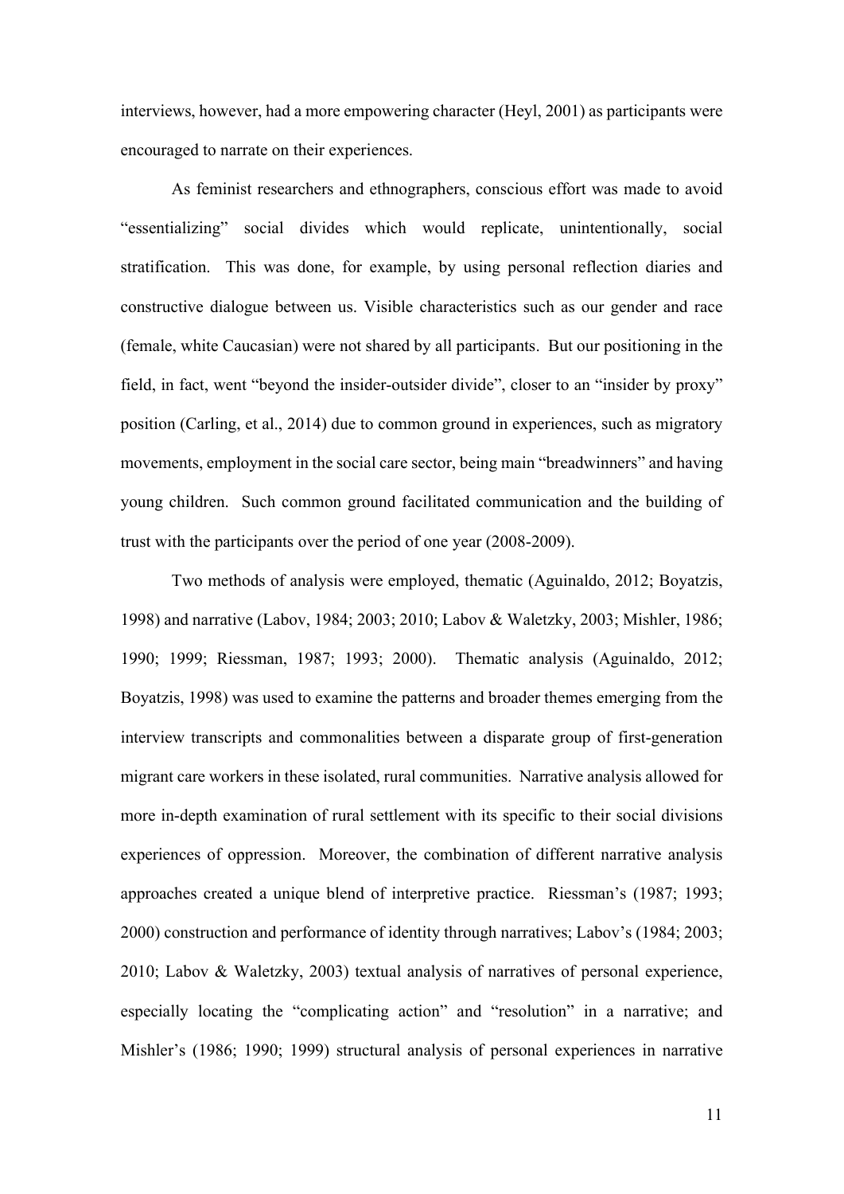interviews, however, had a more empowering character (Heyl, 2001) as participants were encouraged to narrate on their experiences.

As feminist researchers and ethnographers, conscious effort was made to avoid "essentializing" social divides which would replicate, unintentionally, social stratification. This was done, for example, by using personal reflection diaries and constructive dialogue between us. Visible characteristics such as our gender and race (female, white Caucasian) were not shared by all participants. But our positioning in the field, in fact, went "beyond the insider-outsider divide", closer to an "insider by proxy" position (Carling, et al., 2014) due to common ground in experiences, such as migratory movements, employment in the social care sector, being main "breadwinners" and having young children. Such common ground facilitated communication and the building of trust with the participants over the period of one year (2008-2009).

Two methods of analysis were employed, thematic (Aguinaldo, 2012; Boyatzis, 1998) and narrative (Labov, 1984; 2003; 2010; Labov & Waletzky, 2003; Mishler, 1986; 1990; 1999; Riessman, 1987; 1993; 2000). Thematic analysis (Aguinaldo, 2012; Boyatzis, 1998) was used to examine the patterns and broader themes emerging from the interview transcripts and commonalities between a disparate group of first-generation migrant care workers in these isolated, rural communities. Narrative analysis allowed for more in-depth examination of rural settlement with its specific to their social divisions experiences of oppression. Moreover, the combination of different narrative analysis approaches created a unique blend of interpretive practice. Riessman's (1987; 1993; 2000) construction and performance of identity through narratives; Labov's (1984; 2003; 2010; Labov & Waletzky, 2003) textual analysis of narratives of personal experience, especially locating the "complicating action" and "resolution" in a narrative; and Mishler's (1986; 1990; 1999) structural analysis of personal experiences in narrative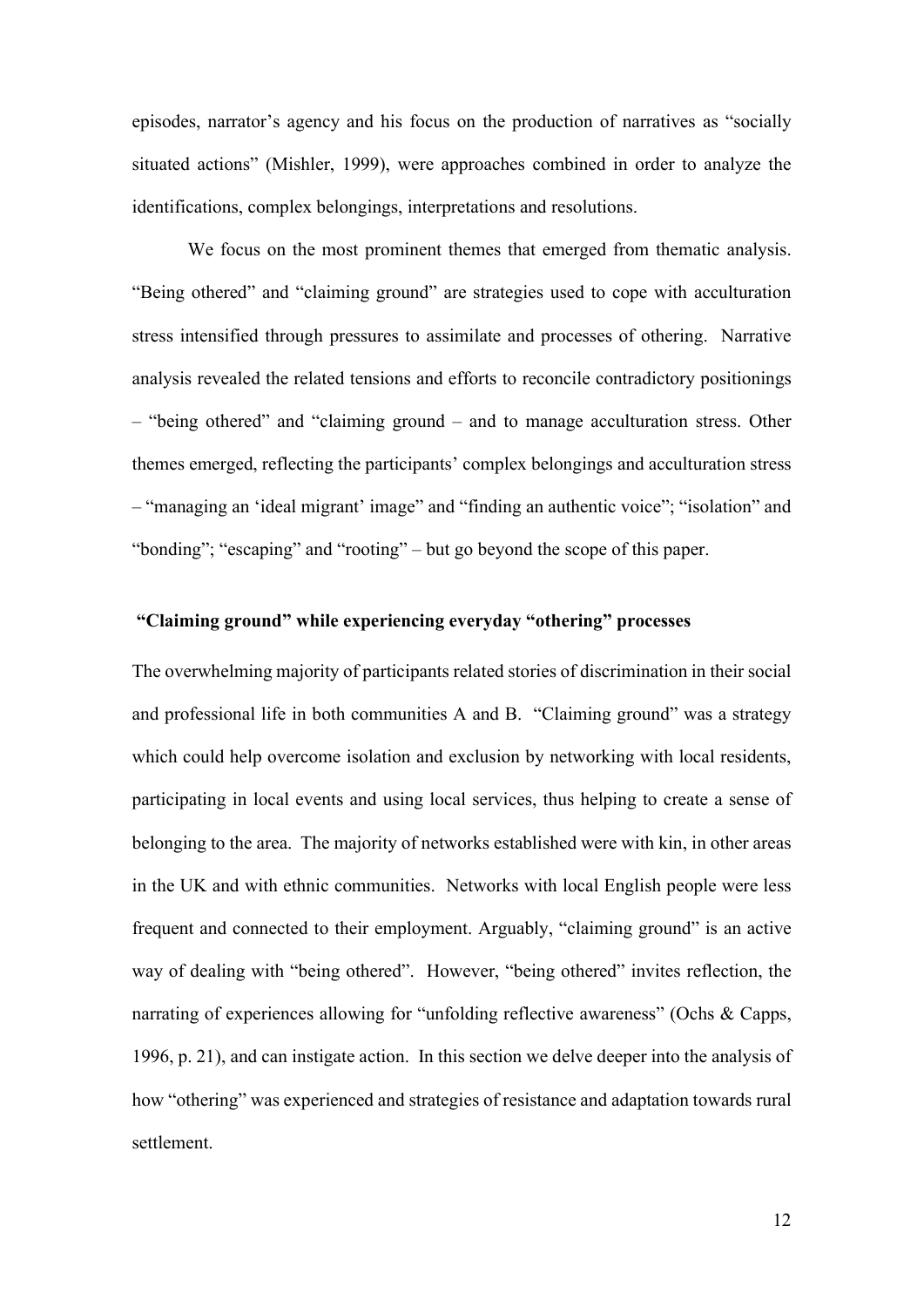episodes, narrator's agency and his focus on the production of narratives as "socially situated actions" (Mishler, 1999), were approaches combined in order to analyze the identifications, complex belongings, interpretations and resolutions.

We focus on the most prominent themes that emerged from thematic analysis. "Being othered" and "claiming ground" are strategies used to cope with acculturation stress intensified through pressures to assimilate and processes of othering. Narrative analysis revealed the related tensions and efforts to reconcile contradictory positionings – "being othered" and "claiming ground – and to manage acculturation stress. Other themes emerged, reflecting the participants' complex belongings and acculturation stress – "managing an 'ideal migrant' image" and "finding an authentic voice"; "isolation" and "bonding"; "escaping" and "rooting" – but go beyond the scope of this paper.

### "Claiming ground" while experiencing everyday "othering" processes

The overwhelming majority of participants related stories of discrimination in their social and professional life in both communities A and B. "Claiming ground" was a strategy which could help overcome isolation and exclusion by networking with local residents, participating in local events and using local services, thus helping to create a sense of belonging to the area. The majority of networks established were with kin, in other areas in the UK and with ethnic communities. Networks with local English people were less frequent and connected to their employment. Arguably, "claiming ground" is an active way of dealing with "being othered". However, "being othered" invites reflection, the narrating of experiences allowing for "unfolding reflective awareness" (Ochs & Capps, 1996, p. 21), and can instigate action. In this section we delve deeper into the analysis of how "othering" was experienced and strategies of resistance and adaptation towards rural settlement.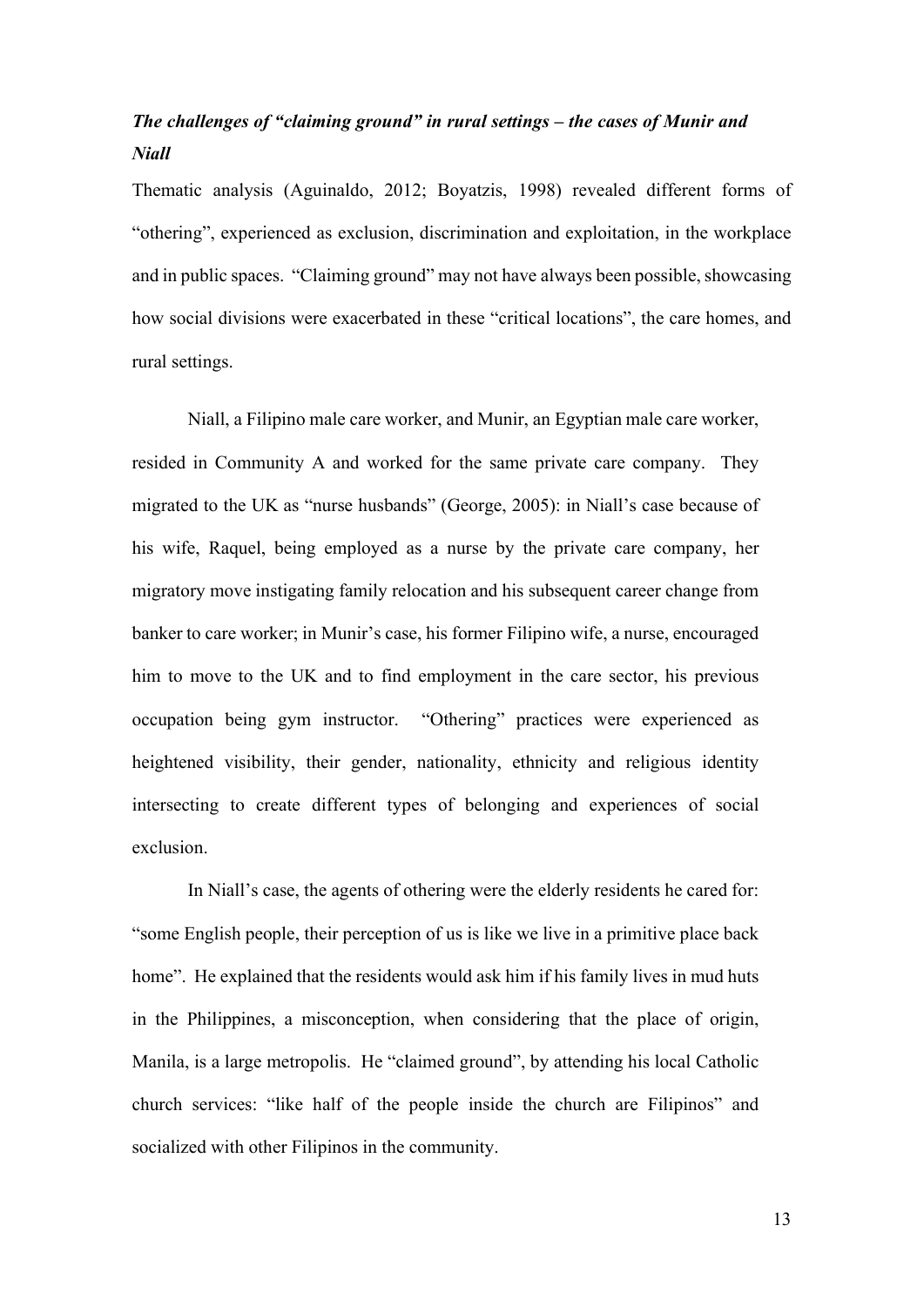### *The challenges of "claiming ground" in rural settings – the cases of Munir and Niall*

Thematic analysis (Aguinaldo, 2012; Boyatzis, 1998) revealed different forms of "othering", experienced as exclusion, discrimination and exploitation, in the workplace and in public spaces. "Claiming ground" may not have always been possible, showcasing how social divisions were exacerbated in these "critical locations", the care homes, and rural settings.

Niall, a Filipino male care worker, and Munir, an Egyptian male care worker, resided in Community A and worked for the same private care company. They migrated to the UK as "nurse husbands" (George, 2005): in Niall's case because of his wife, Raquel, being employed as a nurse by the private care company, her migratory move instigating family relocation and his subsequent career change from banker to care worker; in Munir's case, his former Filipino wife, a nurse, encouraged him to move to the UK and to find employment in the care sector, his previous occupation being gym instructor. "Othering" practices were experienced as heightened visibility, their gender, nationality, ethnicity and religious identity intersecting to create different types of belonging and experiences of social exclusion.

In Niall's case, the agents of othering were the elderly residents he cared for: "some English people, their perception of us is like we live in a primitive place back home". He explained that the residents would ask him if his family lives in mud huts in the Philippines, a misconception, when considering that the place of origin, Manila, is a large metropolis. He "claimed ground", by attending his local Catholic church services: "like half of the people inside the church are Filipinos" and socialized with other Filipinos in the community.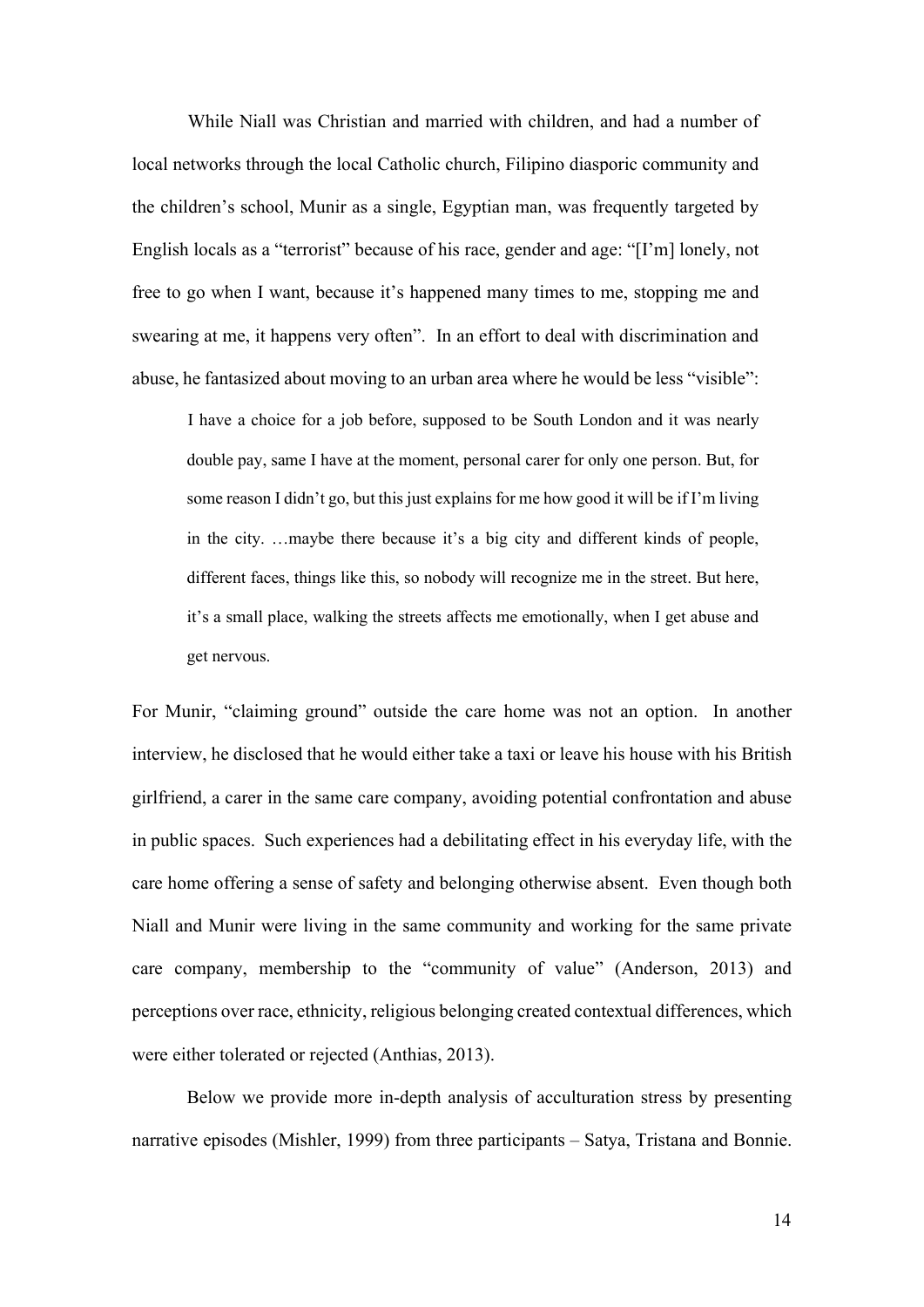While Niall was Christian and married with children, and had a number of local networks through the local Catholic church, Filipino diasporic community and the children's school, Munir as a single, Egyptian man, was frequently targeted by English locals as a "terrorist" because of his race, gender and age: "[I'm] lonely, not free to go when I want, because it's happened many times to me, stopping me and swearing at me, it happens very often". In an effort to deal with discrimination and abuse, he fantasized about moving to an urban area where he would be less "visible":

> I have a choice for a job before, supposed to be South London and it was nearly double pay, same I have at the moment, personal carer for only one person. But, for some reason I didn't go, but this just explains for me how good it will be if I'm living in the city. …maybe there because it's a big city and different kinds of people, different faces, things like this, so nobody will recognize me in the street. But here, it's a small place, walking the streets affects me emotionally, when I get abuse and get nervous.

For Munir, "claiming ground" outside the care home was not an option. In another interview, he disclosed that he would either take a taxi or leave his house with his British girlfriend, a carer in the same care company, avoiding potential confrontation and abuse in public spaces. Such experiences had a debilitating effect in his everyday life, with the care home offering a sense of safety and belonging otherwise absent. Even though both Niall and Munir were living in the same community and working for the same private care company, membership to the "community of value" (Anderson, 2013) and perceptions over race, ethnicity, religious belonging created contextual differences, which were either tolerated or rejected (Anthias, 2013).

Below we provide more in-depth analysis of acculturation stress by presenting narrative episodes (Mishler, 1999) from three participants – Satya, Tristana and Bonnie.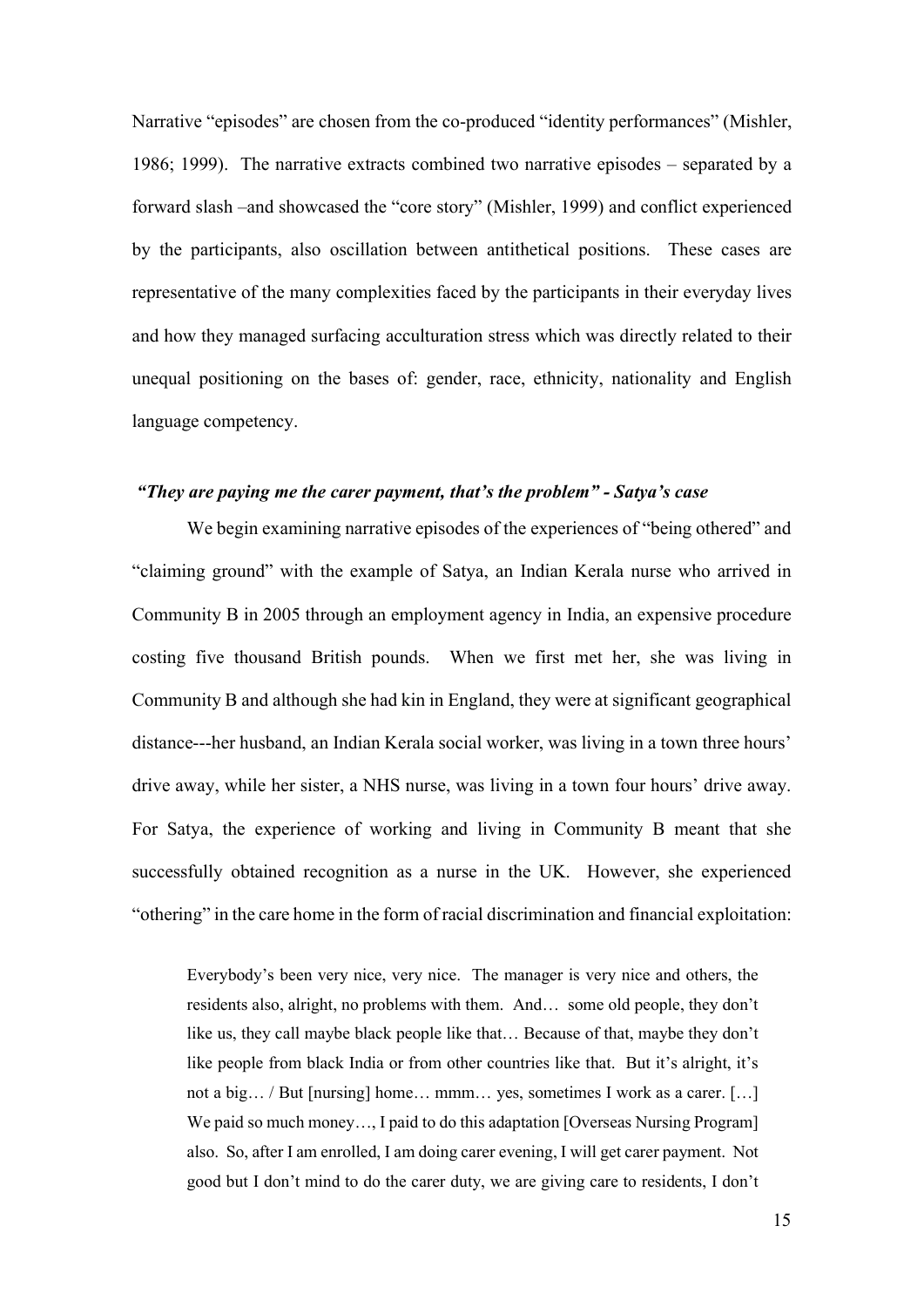Narrative "episodes" are chosen from the co-produced "identity performances" (Mishler, 1986; 1999). The narrative extracts combined two narrative episodes – separated by a forward slash –and showcased the "core story" (Mishler, 1999) and conflict experienced by the participants, also oscillation between antithetical positions. These cases are representative of the many complexities faced by the participants in their everyday lives and how they managed surfacing acculturation stress which was directly related to their unequal positioning on the bases of: gender, race, ethnicity, nationality and English language competency.

### *"They are paying me the carer payment, that's the problem" - Satya's case*

We begin examining narrative episodes of the experiences of "being othered" and "claiming ground" with the example of Satya, an Indian Kerala nurse who arrived in Community B in 2005 through an employment agency in India, an expensive procedure costing five thousand British pounds. When we first met her, she was living in Community B and although she had kin in England, they were at significant geographical distance---her husband, an Indian Kerala social worker, was living in a town three hours' drive away, while her sister, a NHS nurse, was living in a town four hours' drive away. For Satya, the experience of working and living in Community B meant that she successfully obtained recognition as a nurse in the UK. However, she experienced "othering" in the care home in the form of racial discrimination and financial exploitation:

> Everybody's been very nice, very nice. The manager is very nice and others, the residents also, alright, no problems with them. And… some old people, they don't like us, they call maybe black people like that… Because of that, maybe they don't like people from black India or from other countries like that. But it's alright, it's not a big… / But [nursing] home… mmm… yes, sometimes I work as a carer. […] We paid so much money…, I paid to do this adaptation [Overseas Nursing Program] also. So, after I am enrolled, I am doing carer evening, I will get carer payment. Not good but I don't mind to do the carer duty, we are giving care to residents, I don't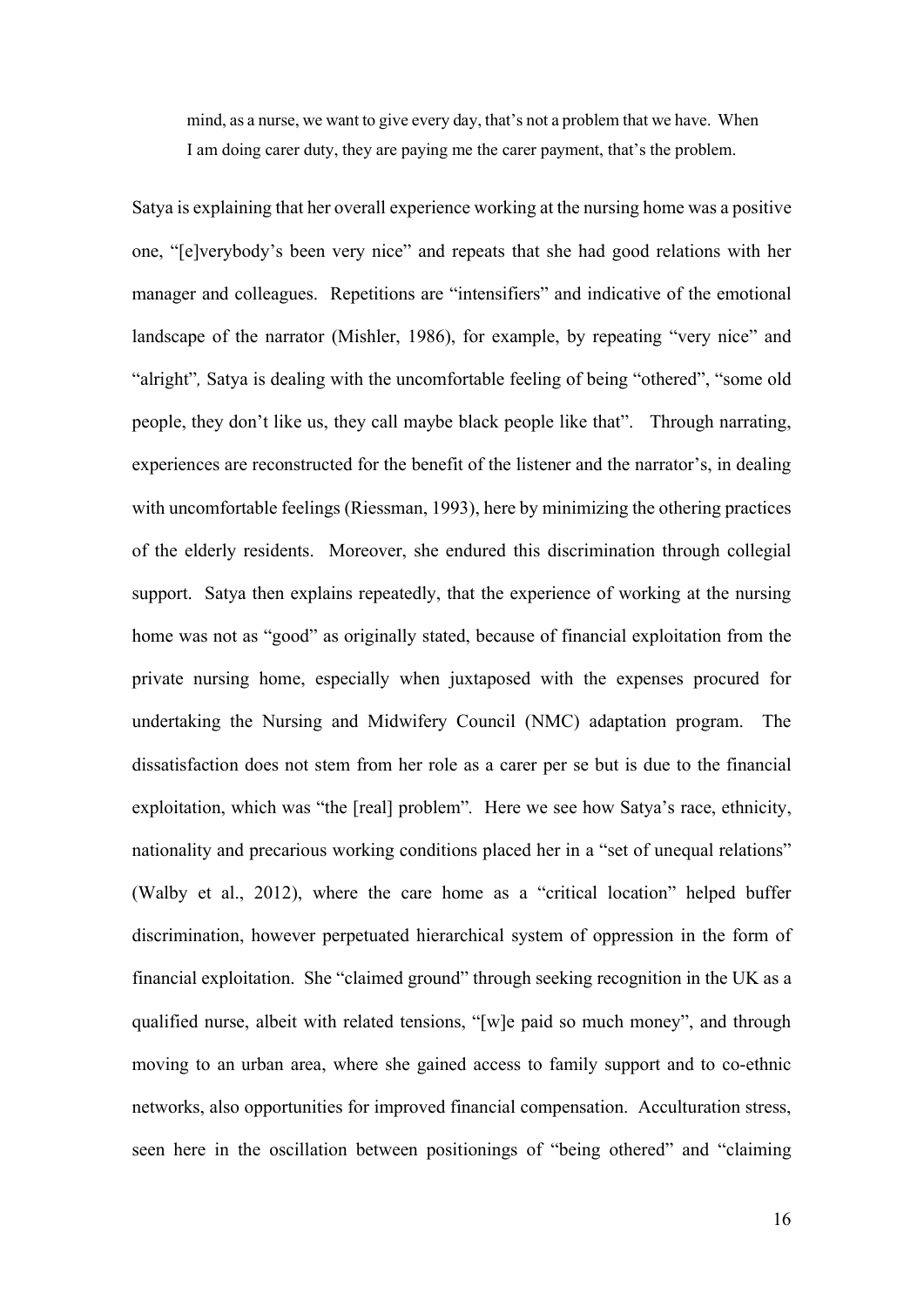> mind, as a nurse, we want to give every day, that's not a problem that we have. When I am doing carer duty, they are paying me the carer payment, that's the problem.

Satya is explaining that her overall experience working at the nursing home was a positive one, "[e]verybody's been very nice" and repeats that she had good relations with her manager and colleagues. Repetitions are "intensifiers" and indicative of the emotional landscape of the narrator (Mishler, 1986), for example, by repeating "very nice" and "alright"*,* Satya is dealing with the uncomfortable feeling of being "othered", "some old people, they don't like us, they call maybe black people like that". Through narrating, experiences are reconstructed for the benefit of the listener and the narrator's, in dealing with uncomfortable feelings (Riessman, 1993), here by minimizing the othering practices of the elderly residents. Moreover, she endured this discrimination through collegial support. Satya then explains repeatedly, that the experience of working at the nursing home was not as "good" as originally stated, because of financial exploitation from the private nursing home, especially when juxtaposed with the expenses procured for undertaking the Nursing and Midwifery Council (NMC) adaptation program. The dissatisfaction does not stem from her role as a carer per se but is due to the financial exploitation, which was "the [real] problem"*.* Here we see how Satya's race, ethnicity, nationality and precarious working conditions placed her in a "set of unequal relations" (Walby et al., 2012), where the care home as a "critical location" helped buffer discrimination, however perpetuated hierarchical system of oppression in the form of financial exploitation. She "claimed ground" through seeking recognition in the UK as a qualified nurse, albeit with related tensions, "[w]e paid so much money", and through moving to an urban area, where she gained access to family support and to co-ethnic networks, also opportunities for improved financial compensation. Acculturation stress, seen here in the oscillation between positionings of "being othered" and "claiming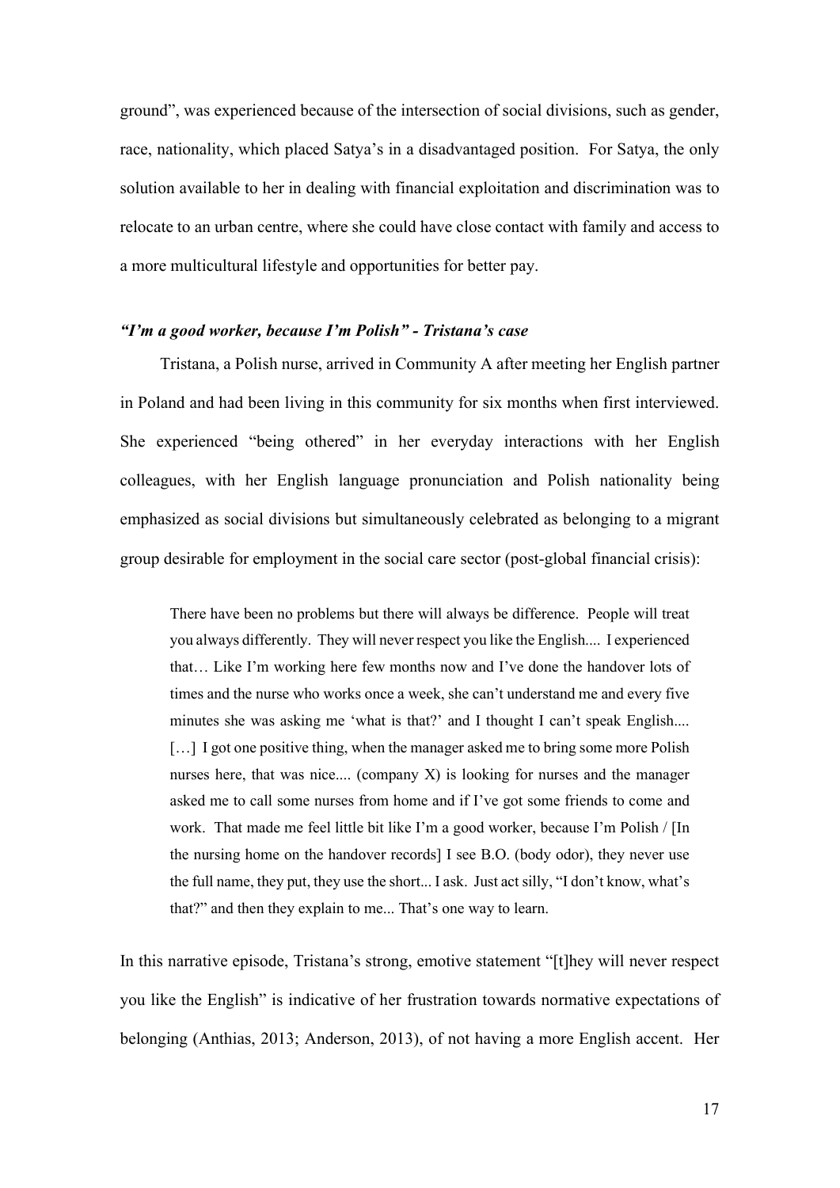ground", was experienced because of the intersection of social divisions, such as gender, race, nationality, which placed Satya's in a disadvantaged position. For Satya, the only solution available to her in dealing with financial exploitation and discrimination was to relocate to an urban centre, where she could have close contact with family and access to a more multicultural lifestyle and opportunities for better pay.

### *"I'm a good worker, because I'm Polish" - Tristana's case*

Tristana, a Polish nurse, arrived in Community A after meeting her English partner in Poland and had been living in this community for six months when first interviewed. She experienced "being othered" in her everyday interactions with her English colleagues, with her English language pronunciation and Polish nationality being emphasized as social divisions but simultaneously celebrated as belonging to a migrant group desirable for employment in the social care sector (post-global financial crisis):

> There have been no problems but there will always be difference. People will treat you always differently. They will never respect you like the English.... I experienced that… Like I'm working here few months now and I've done the handover lots of times and the nurse who works once a week, she can't understand me and every five minutes she was asking me 'what is that?' and I thought I can't speak English.... […] I got one positive thing, when the manager asked me to bring some more Polish nurses here, that was nice.... (company X) is looking for nurses and the manager asked me to call some nurses from home and if I've got some friends to come and work. That made me feel little bit like I'm a good worker, because I'm Polish / [In the nursing home on the handover records] I see B.O. (body odor), they never use the full name, they put, they use the short... I ask. Just act silly, "I don't know, what's that?" and then they explain to me... That's one way to learn.

In this narrative episode, Tristana's strong, emotive statement "[t]hey will never respect you like the English" is indicative of her frustration towards normative expectations of belonging (Anthias, 2013; Anderson, 2013), of not having a more English accent. Her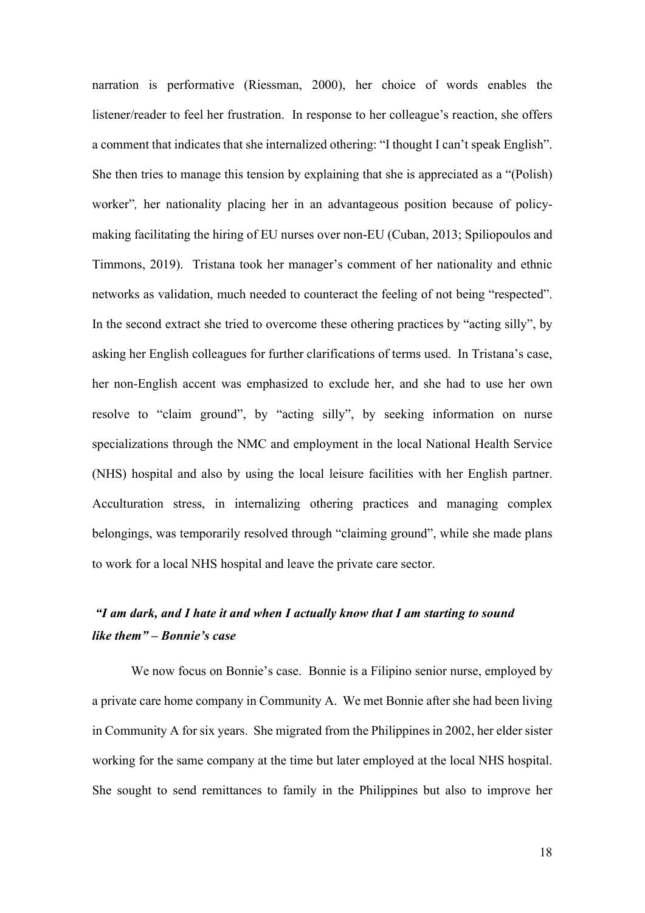narration is performative (Riessman, 2000), her choice of words enables the listener/reader to feel her frustration. In response to her colleague's reaction, she offers a comment that indicates that she internalized othering: "I thought I can't speak English". She then tries to manage this tension by explaining that she is appreciated as a "(Polish) worker"*,* her nationality placing her in an advantageous position because of policy-making facilitating the hiring of EU nurses over non-EU (Cuban, 2013; Spiliopoulos and Timmons, 2019). Tristana took her manager's comment of her nationality and ethnic networks as validation, much needed to counteract the feeling of not being "respected". In the second extract she tried to overcome these othering practices by "acting silly", by asking her English colleagues for further clarifications of terms used. In Tristana's case, her non-English accent was emphasized to exclude her, and she had to use her own resolve to "claim ground", by "acting silly", by seeking information on nurse specializations through the NMC and employment in the local National Health Service (NHS) hospital and also by using the local leisure facilities with her English partner. Acculturation stress, in internalizing othering practices and managing complex belongings, was temporarily resolved through "claiming ground", while she made plans to work for a local NHS hospital and leave the private care sector.

### *"I am dark, and I hate it and when I actually know that I am starting to sound like them" – Bonnie's case*

We now focus on Bonnie's case. Bonnie is a Filipino senior nurse, employed by a private care home company in Community A. We met Bonnie after she had been living in Community A for six years. She migrated from the Philippines in 2002, her elder sister working for the same company at the time but later employed at the local NHS hospital. She sought to send remittances to family in the Philippines but also to improve her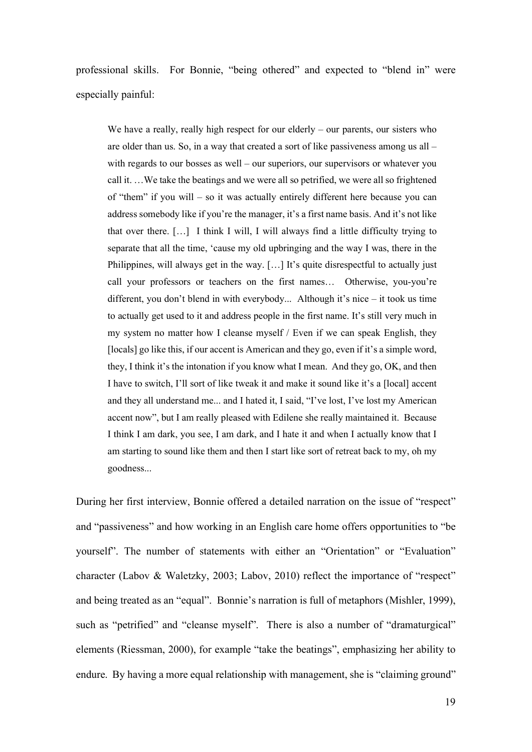professional skills. For Bonnie, "being othered" and expected to "blend in" were especially painful:

> We have a really, really high respect for our elderly – our parents, our sisters who are older than us. So, in a way that created a sort of like passiveness among us all – with regards to our bosses as well – our superiors, our supervisors or whatever you call it. …We take the beatings and we were all so petrified, we were all so frightened of "them" if you will – so it was actually entirely different here because you can address somebody like if you're the manager, it's a first name basis. And it's not like that over there. […] I think I will, I will always find a little difficulty trying to separate that all the time, 'cause my old upbringing and the way I was, there in the Philippines, will always get in the way. […] It's quite disrespectful to actually just call your professors or teachers on the first names… Otherwise, you-you're different, you don't blend in with everybody... Although it's nice – it took us time to actually get used to it and address people in the first name. It's still very much in my system no matter how I cleanse myself / Even if we can speak English, they [locals] go like this, if our accent is American and they go, even if it's a simple word, they, I think it's the intonation if you know what I mean. And they go, OK, and then I have to switch, I'll sort of like tweak it and make it sound like it's a [local] accent and they all understand me... and I hated it, I said, "I've lost, I've lost my American accent now", but I am really pleased with Edilene she really maintained it. Because I think I am dark, you see, I am dark, and I hate it and when I actually know that I am starting to sound like them and then I start like sort of retreat back to my, oh my goodness...

During her first interview, Bonnie offered a detailed narration on the issue of "respect" and "passiveness" and how working in an English care home offers opportunities to "be yourself". The number of statements with either an "Orientation" or "Evaluation" character (Labov & Waletzky, 2003; Labov, 2010) reflect the importance of "respect" and being treated as an "equal". Bonnie's narration is full of metaphors (Mishler, 1999), such as "petrified" and "cleanse myself". There is also a number of "dramaturgical" elements (Riessman, 2000), for example "take the beatings", emphasizing her ability to endure. By having a more equal relationship with management, she is "claiming ground"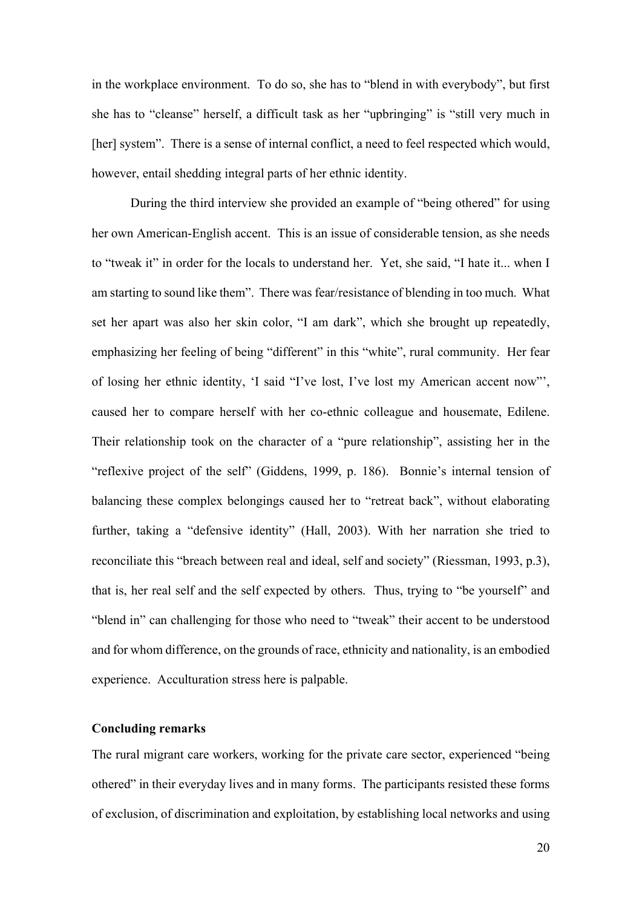in the workplace environment. To do so, she has to "blend in with everybody", but first she has to "cleanse" herself, a difficult task as her "upbringing" is "still very much in [her] system". There is a sense of internal conflict, a need to feel respected which would, however, entail shedding integral parts of her ethnic identity.

During the third interview she provided an example of "being othered" for using her own American-English accent. This is an issue of considerable tension, as she needs to "tweak it" in order for the locals to understand her. Yet, she said, "I hate it... when I am starting to sound like them". There was fear/resistance of blending in too much. What set her apart was also her skin color, "I am dark", which she brought up repeatedly, emphasizing her feeling of being "different" in this "white", rural community. Her fear of losing her ethnic identity, 'I said "I've lost, I've lost my American accent now"', caused her to compare herself with her co-ethnic colleague and housemate, Edilene. Their relationship took on the character of a "pure relationship", assisting her in the "reflexive project of the self" (Giddens, 1999, p. 186). Bonnie's internal tension of balancing these complex belongings caused her to "retreat back", without elaborating further, taking a "defensive identity" (Hall, 2003). With her narration she tried to reconciliate this "breach between real and ideal, self and society" (Riessman, 1993, p.3), that is, her real self and the self expected by others. Thus, trying to "be yourself" and "blend in" can challenging for those who need to "tweak" their accent to be understood and for whom difference, on the grounds of race, ethnicity and nationality, is an embodied experience. Acculturation stress here is palpable.

**Concluding remarks**

The rural migrant care workers, working for the private care sector, experienced "being othered" in their everyday lives and in many forms. The participants resisted these forms of exclusion, of discrimination and exploitation, by establishing local networks and using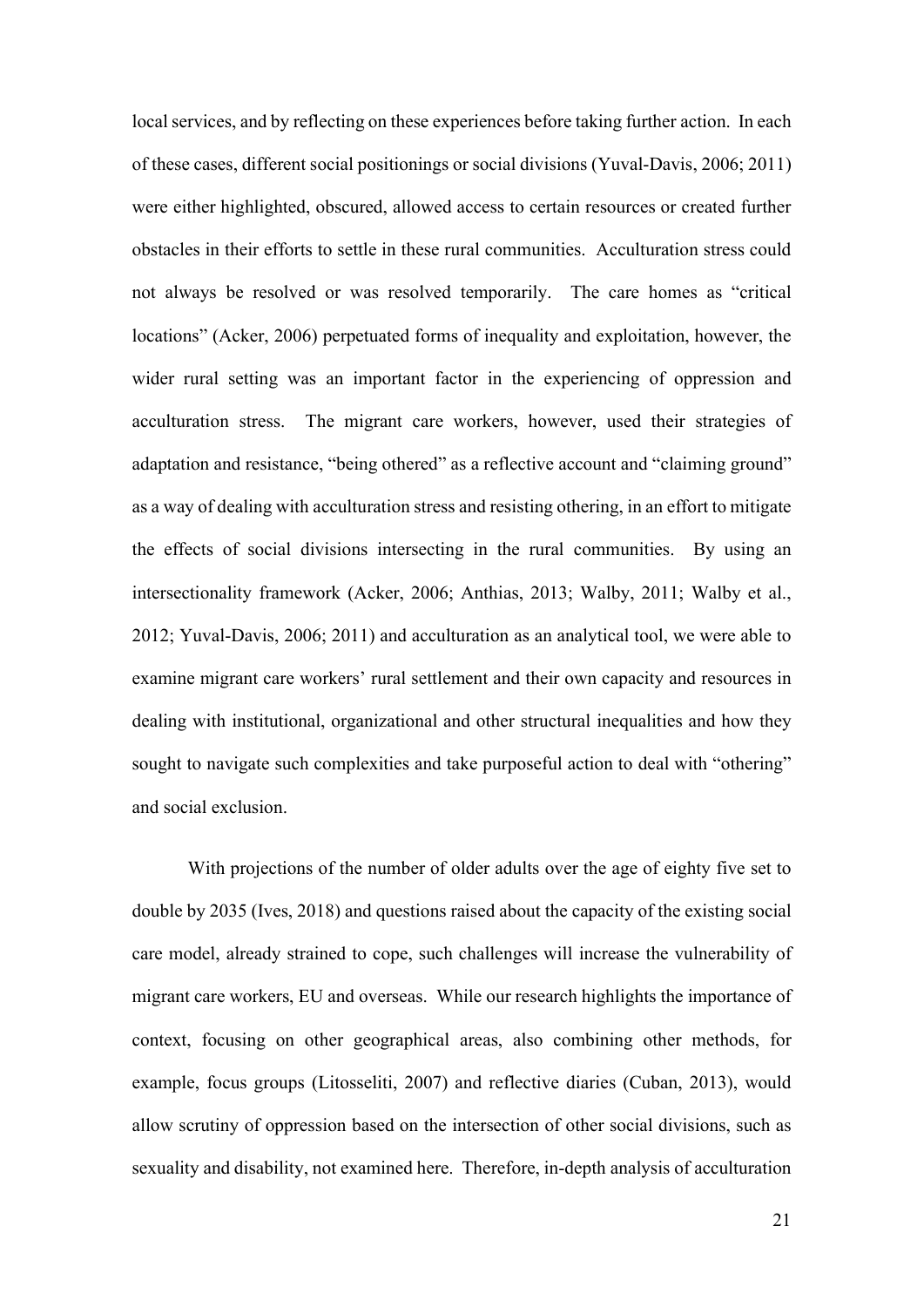local services, and by reflecting on these experiences before taking further action. In each of these cases, different social positionings or social divisions (Yuval-Davis, 2006; 2011) were either highlighted, obscured, allowed access to certain resources or created further obstacles in their efforts to settle in these rural communities. Acculturation stress could not always be resolved or was resolved temporarily. The care homes as "critical locations" (Acker, 2006) perpetuated forms of inequality and exploitation, however, the wider rural setting was an important factor in the experiencing of oppression and acculturation stress. The migrant care workers, however, used their strategies of adaptation and resistance, "being othered" as a reflective account and "claiming ground" as a way of dealing with acculturation stress and resisting othering, in an effort to mitigate the effects of social divisions intersecting in the rural communities. By using an intersectionality framework (Acker, 2006; Anthias, 2013; Walby, 2011; Walby et al., 2012; Yuval-Davis, 2006; 2011) and acculturation as an analytical tool, we were able to examine migrant care workers' rural settlement and their own capacity and resources in dealing with institutional, organizational and other structural inequalities and how they sought to navigate such complexities and take purposeful action to deal with "othering" and social exclusion.

With projections of the number of older adults over the age of eighty five set to double by 2035 (Ives, 2018) and questions raised about the capacity of the existing social care model, already strained to cope, such challenges will increase the vulnerability of migrant care workers, EU and overseas. While our research highlights the importance of context, focusing on other geographical areas, also combining other methods, for example, focus groups (Litosseliti, 2007) and reflective diaries (Cuban, 2013), would allow scrutiny of oppression based on the intersection of other social divisions, such as sexuality and disability, not examined here. Therefore, in-depth analysis of acculturation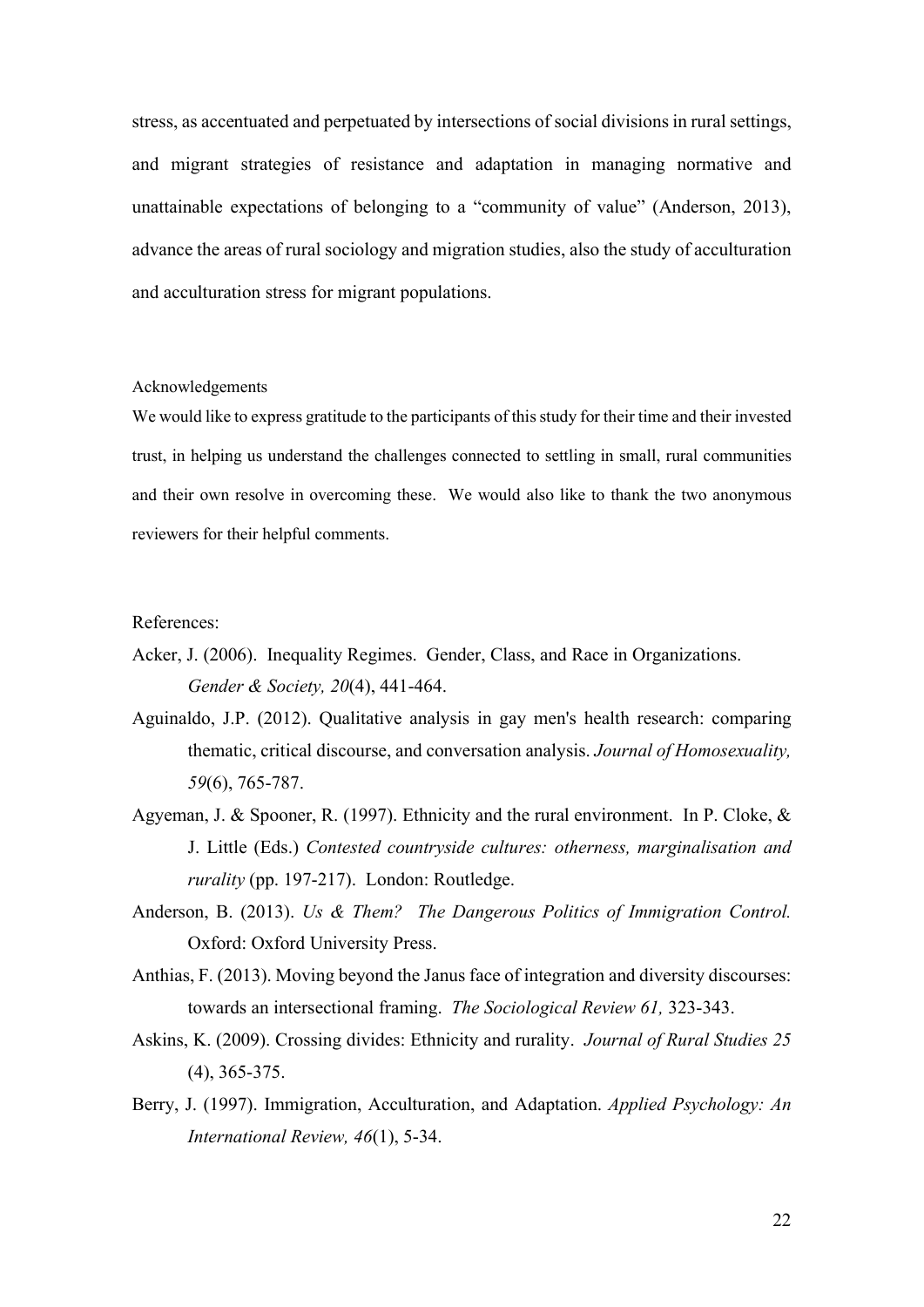stress, as accentuated and perpetuated by intersections of social divisions in rural settings, and migrant strategies of resistance and adaptation in managing normative and unattainable expectations of belonging to a "community of value" (Anderson, 2013), advance the areas of rural sociology and migration studies, also the study of acculturation and acculturation stress for migrant populations.

Acknowledgements

We would like to express gratitude to the participants of this study for their time and their invested trust, in helping us understand the challenges connected to settling in small, rural communities and their own resolve in overcoming these. We would also like to thank the two anonymous reviewers for their helpful comments.

References:

Acker, J. (2006). Inequality Regimes. Gender, Class, and Race in Organizations. *Gender & Society, 20*(4), 441-464.

Aguinaldo, J.P. (2012). Qualitative analysis in gay men's health research: comparing thematic, critical discourse, and conversation analysis. *Journal of Homosexuality, 59*(6), 765-787.

Agyeman, J. & Spooner, R. (1997). Ethnicity and the rural environment. In P. Cloke, & J. Little (Eds.) *Contested countryside cultures: otherness, marginalisation and rurality* (pp. 197-217). London: Routledge.

Anderson, B. (2013). *Us & Them? The Dangerous Politics of Immigration Control.* Oxford: Oxford University Press.

Anthias, F. (2013). Moving beyond the Janus face of integration and diversity discourses: towards an intersectional framing. *The Sociological Review 61,* 323-343.

Askins, K. (2009). Crossing divides: Ethnicity and rurality. *Journal of Rural Studies 25* (4), 365-375.

Berry, J. (1997). Immigration, Acculturation, and Adaptation. *Applied Psychology: An International Review, 46*(1), 5-34.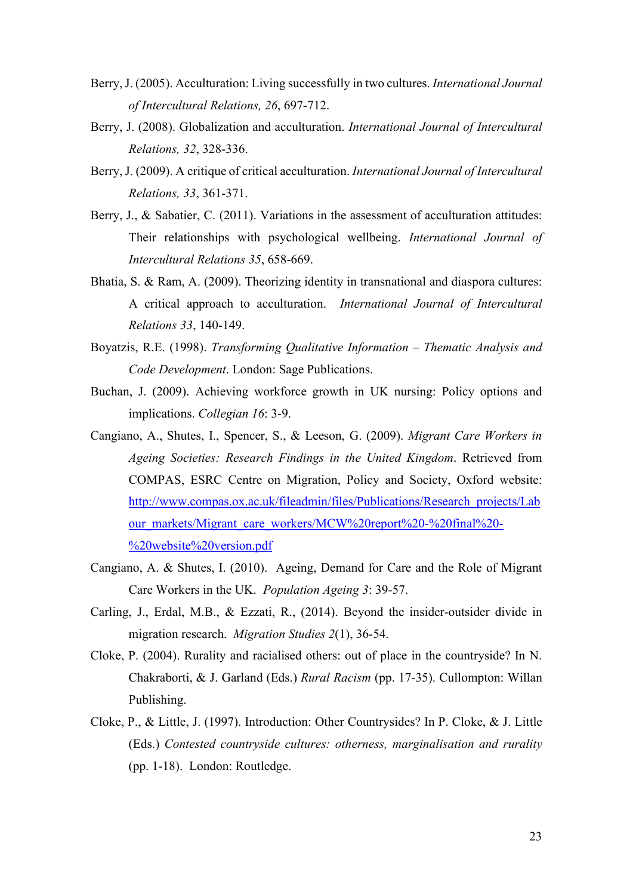Berry, J. (2005). Acculturation: Living successfully in two cultures. *International Journal of Intercultural Relations, 26*, 697-712.

Berry, J. (2008). Globalization and acculturation. *International Journal of Intercultural Relations, 32*, 328-336.

Berry, J. (2009). A critique of critical acculturation. *International Journal of Intercultural Relations, 33*, 361-371.

Berry, J., & Sabatier, C. (2011). Variations in the assessment of acculturation attitudes: Their relationships with psychological wellbeing. *International Journal of Intercultural Relations 35*, 658-669.

Bhatia, S. & Ram, A. (2009). Theorizing identity in transnational and diaspora cultures: A critical approach to acculturation. *International Journal of Intercultural Relations 33*, 140-149.

Boyatzis, R.E. (1998). *Transforming Qualitative Information – Thematic Analysis and Code Development*. London: Sage Publications.

Buchan, J. (2009). Achieving workforce growth in UK nursing: Policy options and implications. *Collegian 16*: 3-9.

Cangiano, A., Shutes, I., Spencer, S., & Leeson, G. (2009). *Migrant Care Workers in Ageing Societies: Research Findings in the United Kingdom*. Retrieved from COMPAS, ESRC Centre on Migration, Policy and Society, Oxford website: http://www.compas.ox.ac.uk/fileadmin/files/Publications/Research_projects/Labour_markets/Migrant_care_workers/MCW%20report%20-%20final%20-%20website%20version.pdf

Cangiano, A. & Shutes, I. (2010). Ageing, Demand for Care and the Role of Migrant Care Workers in the UK. *Population Ageing 3*: 39-57.

Carling, J., Erdal, M.B., & Ezzati, R., (2014). Beyond the insider-outsider divide in migration research. *Migration Studies 2*(1), 36-54.

Cloke, P. (2004). Rurality and racialised others: out of place in the countryside? In N. Chakraborti, & J. Garland (Eds.) *Rural Racism* (pp. 17-35). Cullompton: Willan Publishing.

Cloke, P., & Little, J. (1997). Introduction: Other Countrysides? In P. Cloke, & J. Little (Eds.) *Contested countryside cultures: otherness, marginalisation and rurality* (pp. 1-18). London: Routledge.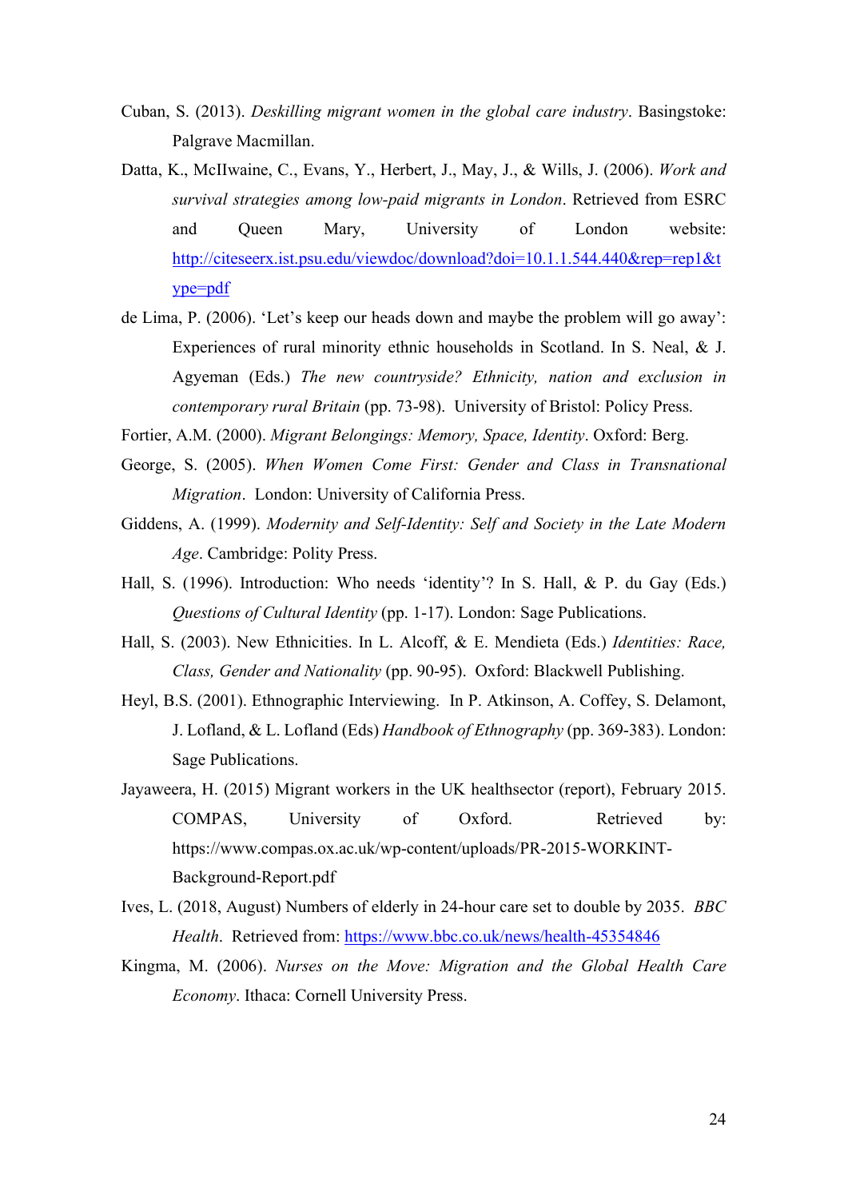Cuban, S. (2013). *Deskilling migrant women in the global care industry*. Basingstoke: Palgrave Macmillan.

Datta, K., McIlwaine, C., Evans, Y., Herbert, J., May, J., & Wills, J. (2006). *Work and survival strategies among low-paid migrants in London*. Retrieved from ESRC and Queen Mary, University of London website: [http://citeseerx.ist.psu.edu/viewdoc/download?doi=10.1.1.544.440&rep=rep1&type=pdf](http://citeseerx.ist.psu.edu/viewdoc/download?doi=10.1.1.544.440&rep=rep1&type=pdf)

de Lima, P. (2006). 'Let's keep our heads down and maybe the problem will go away': Experiences of rural minority ethnic households in Scotland. In S. Neal, & J. Agyeman (Eds.) *The new countryside? Ethnicity, nation and exclusion in contemporary rural Britain* (pp. 73-98). University of Bristol: Policy Press.

Fortier, A.M. (2000). *Migrant Belongings: Memory, Space, Identity*. Oxford: Berg.

George, S. (2005). *When Women Come First: Gender and Class in Transnational Migration*. London: University of California Press.

Giddens, A. (1999). *Modernity and Self-Identity: Self and Society in the Late Modern Age*. Cambridge: Polity Press.

Hall, S. (1996). Introduction: Who needs 'identity'? In S. Hall, & P. du Gay (Eds.) *Questions of Cultural Identity* (pp. 1-17). London: Sage Publications.

Hall, S. (2003). New Ethnicities. In L. Alcoff, & E. Mendieta (Eds.) *Identities: Race, Class, Gender and Nationality* (pp. 90-95). Oxford: Blackwell Publishing.

Heyl, B.S. (2001). Ethnographic Interviewing. In P. Atkinson, A. Coffey, S. Delamont, J. Lofland, & L. Lofland (Eds) *Handbook of Ethnography* (pp. 369-383). London: Sage Publications.

Jayaweera, H. (2015) Migrant workers in the UK healthsector (report), February 2015. COMPAS, University of Oxford. Retrieved by: https://www.compas.ox.ac.uk/wp-content/uploads/PR-2015-WORKINT-Background-Report.pdf

Ives, L. (2018, August) Numbers of elderly in 24-hour care set to double by 2035. *BBC Health*. Retrieved from: [https://www.bbc.co.uk/news/health-45354846](https://www.bbc.co.uk/news/health-45354846)

Kingma, M. (2006). *Nurses on the Move: Migration and the Global Health Care Economy*. Ithaca: Cornell University Press.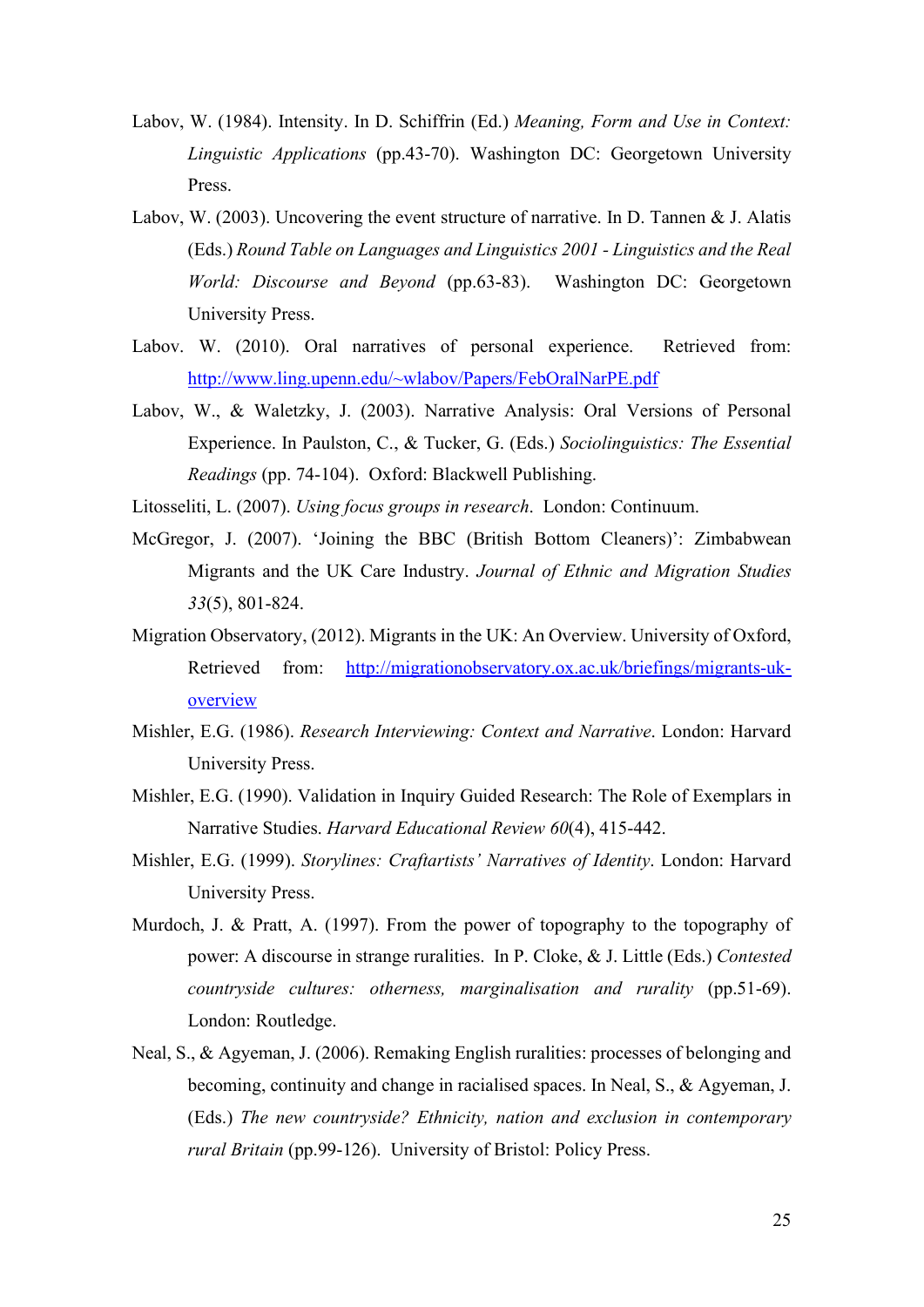Labov, W. (1984). Intensity. In D. Schiffrin (Ed.) *Meaning, Form and Use in Context: Linguistic Applications* (pp.43-70). Washington DC: Georgetown University Press.

Labov, W. (2003). Uncovering the event structure of narrative. In D. Tannen & J. Alatis (Eds.) *Round Table on Languages and Linguistics 2001 - Linguistics and the Real World: Discourse and Beyond* (pp.63-83). Washington DC: Georgetown University Press.

Labov. W. (2010). Oral narratives of personal experience. Retrieved from: http://www.ling.upenn.edu/~wlabov/Papers/FebOralNarPE.pdf

Labov, W., & Waletzky, J. (2003). Narrative Analysis: Oral Versions of Personal Experience. In Paulston, C., & Tucker, G. (Eds.) *Sociolinguistics: The Essential Readings* (pp. 74-104). Oxford: Blackwell Publishing.

Litosseliti, L. (2007). *Using focus groups in research*. London: Continuum.

McGregor, J. (2007). 'Joining the BBC (British Bottom Cleaners)': Zimbabwean Migrants and the UK Care Industry. *Journal of Ethnic and Migration Studies 33*(5), 801-824.

Migration Observatory, (2012). Migrants in the UK: An Overview. University of Oxford, Retrieved from: http://migrationobservatory.ox.ac.uk/briefings/migrants-uk-overview

Mishler, E.G. (1986). *Research Interviewing: Context and Narrative*. London: Harvard University Press.

Mishler, E.G. (1990). Validation in Inquiry Guided Research: The Role of Exemplars in Narrative Studies. *Harvard Educational Review 60*(4), 415-442.

Mishler, E.G. (1999). *Storylines: Craftartists' Narratives of Identity*. London: Harvard University Press.

Murdoch, J. & Pratt, A. (1997). From the power of topography to the topography of power: A discourse in strange ruralities. In P. Cloke, & J. Little (Eds.) *Contested countryside cultures: otherness, marginalisation and rurality* (pp.51-69). London: Routledge.

Neal, S., & Agyeman, J. (2006). Remaking English ruralities: processes of belonging and becoming, continuity and change in racialised spaces. In Neal, S., & Agyeman, J. (Eds.) *The new countryside? Ethnicity, nation and exclusion in contemporary rural Britain* (pp.99-126). University of Bristol: Policy Press.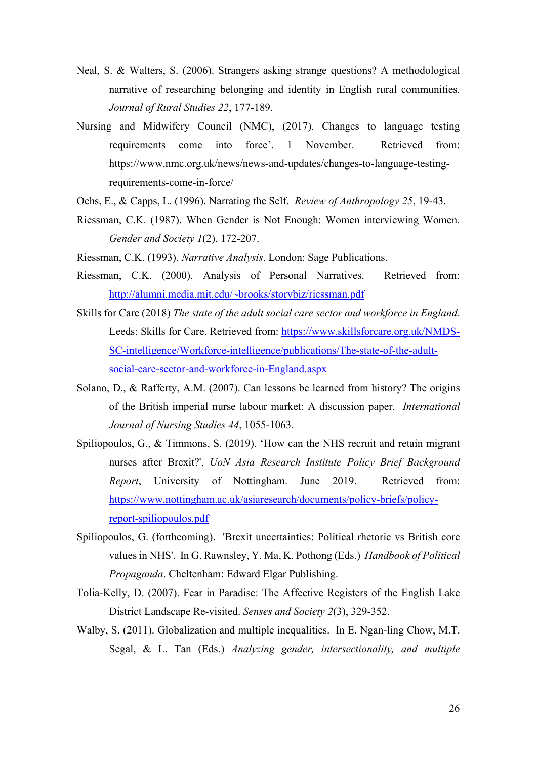Neal, S. & Walters, S. (2006). Strangers asking strange questions? A methodological narrative of researching belonging and identity in English rural communities. *Journal of Rural Studies 22*, 177-189.

Nursing and Midwifery Council (NMC), (2017). Changes to language testing requirements come into force'. 1 November. Retrieved from: https://www.nmc.org.uk/news/news-and-updates/changes-to-language-testing-requirements-come-in-force/

Ochs, E., & Capps, L. (1996). Narrating the Self. *Review of Anthropology 25*, 19-43.

Riessman, C.K. (1987). When Gender is Not Enough: Women interviewing Women. *Gender and Society 1*(2), 172-207.

Riessman, C.K. (1993). *Narrative Analysis*. London: Sage Publications.

Riessman, C.K. (2000). Analysis of Personal Narratives. Retrieved from: http://alumni.media.mit.edu/~brooks/storybiz/riessman.pdf

Skills for Care (2018) *The state of the adult social care sector and workforce in England*. Leeds: Skills for Care. Retrieved from: https://www.skillsforcare.org.uk/NMDS-SC-intelligence/Workforce-intelligence/publications/The-state-of-the-adult-social-care-sector-and-workforce-in-England.aspx

Solano, D., & Rafferty, A.M. (2007). Can lessons be learned from history? The origins of the British imperial nurse labour market: A discussion paper. *International Journal of Nursing Studies 44*, 1055-1063.

Spiliopoulos, G., & Timmons, S. (2019). 'How can the NHS recruit and retain migrant nurses after Brexit?', *UoN Asia Research Institute Policy Brief Background Report*, University of Nottingham. June 2019. Retrieved from: https://www.nottingham.ac.uk/asiaresearch/documents/policy-briefs/policy-report-spiliopoulos.pdf

Spiliopoulos, G. (forthcoming). 'Brexit uncertainties: Political rhetoric vs British core values in NHS'. In G. Rawnsley, Y. Ma, K. Pothong (Eds.) *Handbook of Political Propaganda*. Cheltenham: Edward Elgar Publishing.

Tolia-Kelly, D. (2007). Fear in Paradise: The Affective Registers of the English Lake District Landscape Re-visited. *Senses and Society 2*(3), 329-352.

Walby, S. (2011). Globalization and multiple inequalities. In E. Ngan-ling Chow, M.T. Segal, & L. Tan (Eds.) *Analyzing gender, intersectionality, and multiple*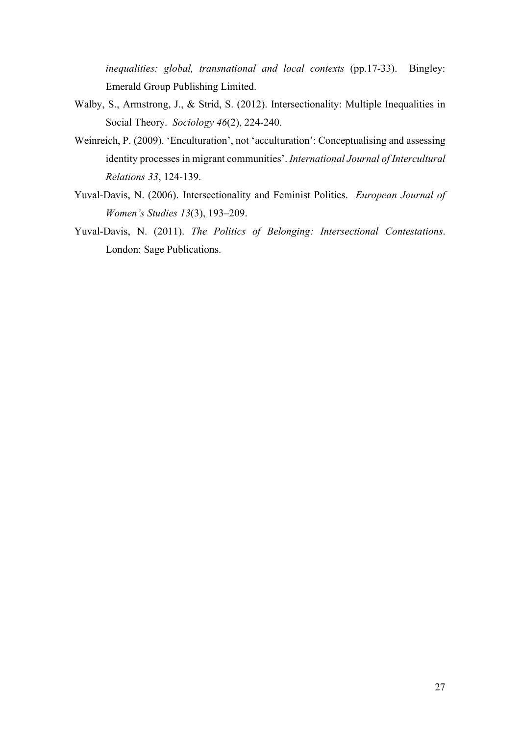*inequalities: global, transnational and local contexts* (pp.17-33). Bingley: Emerald Group Publishing Limited.

Walby, S., Armstrong, J., & Strid, S. (2012). Intersectionality: Multiple Inequalities in Social Theory. *Sociology 46*(2), 224-240.

Weinreich, P. (2009). 'Enculturation', not 'acculturation': Conceptualising and assessing identity processes in migrant communities'. *International Journal of Intercultural Relations 33*, 124-139.

Yuval-Davis, N. (2006). Intersectionality and Feminist Politics. *European Journal of Women's Studies 13*(3), 193–209.

Yuval-Davis, N. (2011). *The Politics of Belonging: Intersectional Contestations*. London: Sage Publications.